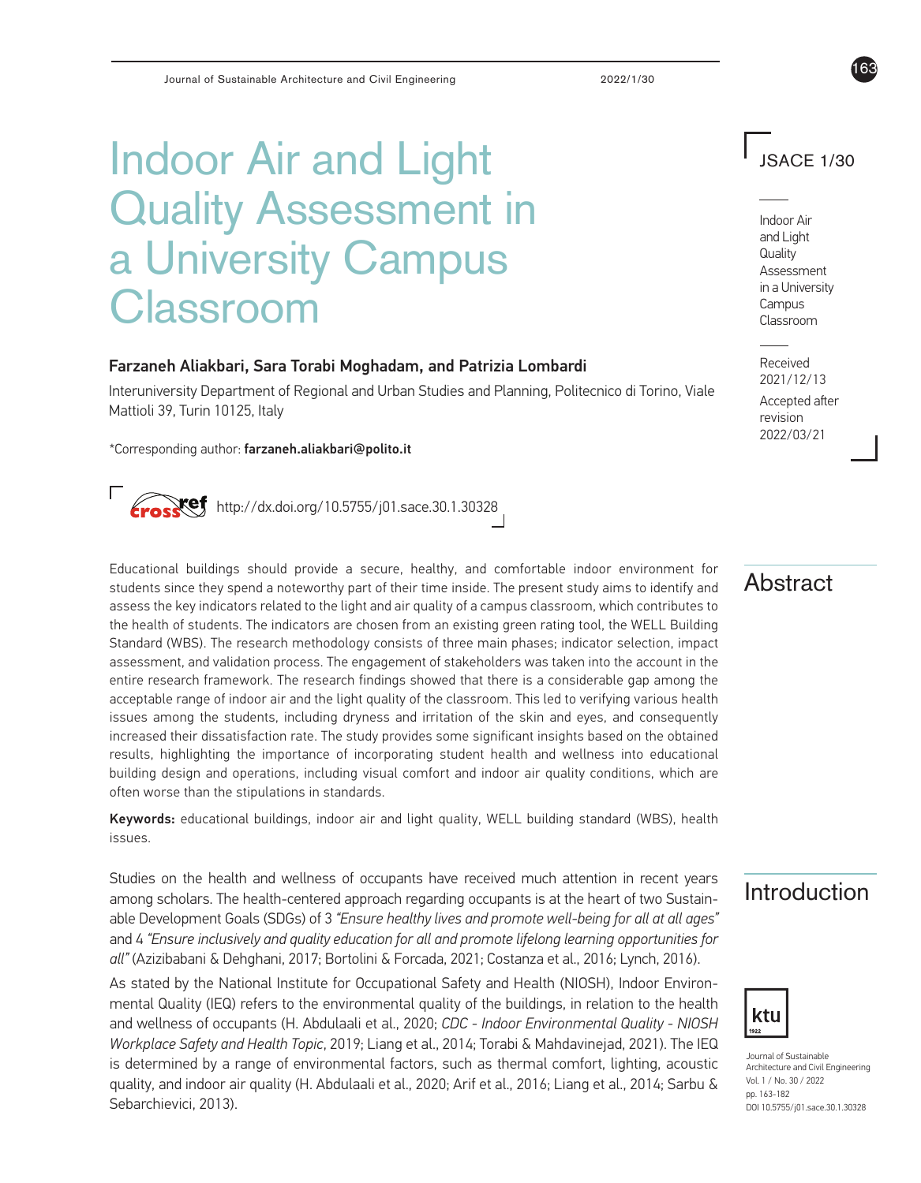# Indoor Air and Light Quality Assessment in a University Campus Classroom

**Farzaneh Aliakbari, Sara Torabi Moghadam, and Patrizia Lombardi**

Interuniversity Department of Regional and Urban Studies and Planning, Politecnico di Torino, Viale Mattioli 39, Turin 10125, Italy

*Corresponding author: **farzaneh.aliakbari@polito.it**

http://dx.doi.org/10.5755/j01.sace.30.1.30328

Received 2021/12/13

Accepted after revision 2022/03/21

## Abstract

Educational buildings should provide a secure, healthy, and comfortable indoor environment for students since they spend a noteworthy part of their time inside. The present study aims to identify and assess the key indicators related to the light and air quality of a campus classroom, which contributes to the health of students. The indicators are chosen from an existing green rating tool, the WELL Building Standard (WBS). The research methodology consists of three main phases; indicator selection, impact assessment, and validation process. The engagement of stakeholders was taken into the account in the entire research framework. The research findings showed that there is a considerable gap among the acceptable range of indoor air and the light quality of the classroom. This led to verifying various health issues among the students, including dryness and irritation of the skin and eyes, and consequently increased their dissatisfaction rate. The study provides some significant insights based on the obtained results, highlighting the importance of incorporating student health and wellness into educational building design and operations, including visual comfort and indoor air quality conditions, which are often worse than the stipulations in standards.

**Keywords:** educational buildings, indoor air and light quality, WELL building standard (WBS), health issues.

## Introduction

Studies on the health and wellness of occupants have received much attention in recent years among scholars. The health-centered approach regarding occupants is at the heart of two Sustainable Development Goals (SDGs) of 3 *"Ensure healthy lives and promote well-being for all at all ages"* and 4 *"Ensure inclusively and quality education for all and promote lifelong learning opportunities for all"* (Azizibabani & Dehghani, 2017; Bortolini & Forcada, 2021; Costanza et al., 2016; Lynch, 2016).

As stated by the National Institute for Occupational Safety and Health (NIOSH), Indoor Environmental Quality (IEQ) refers to the environmental quality of the buildings, in relation to the health and wellness of occupants (H. Abdulaali et al., 2020; *CDC - Indoor Environmental Quality - NIOSH Workplace Safety and Health Topic*, 2019; Liang et al., 2014; Torabi & Mahdavinejad, 2021). The IEQ is determined by a range of environmental factors, such as thermal comfort, lighting, acoustic quality, and indoor air quality (H. Abdulaali et al., 2020; Arif et al., 2016; Liang et al., 2014; Sarbu & Sebarchievici, 2013).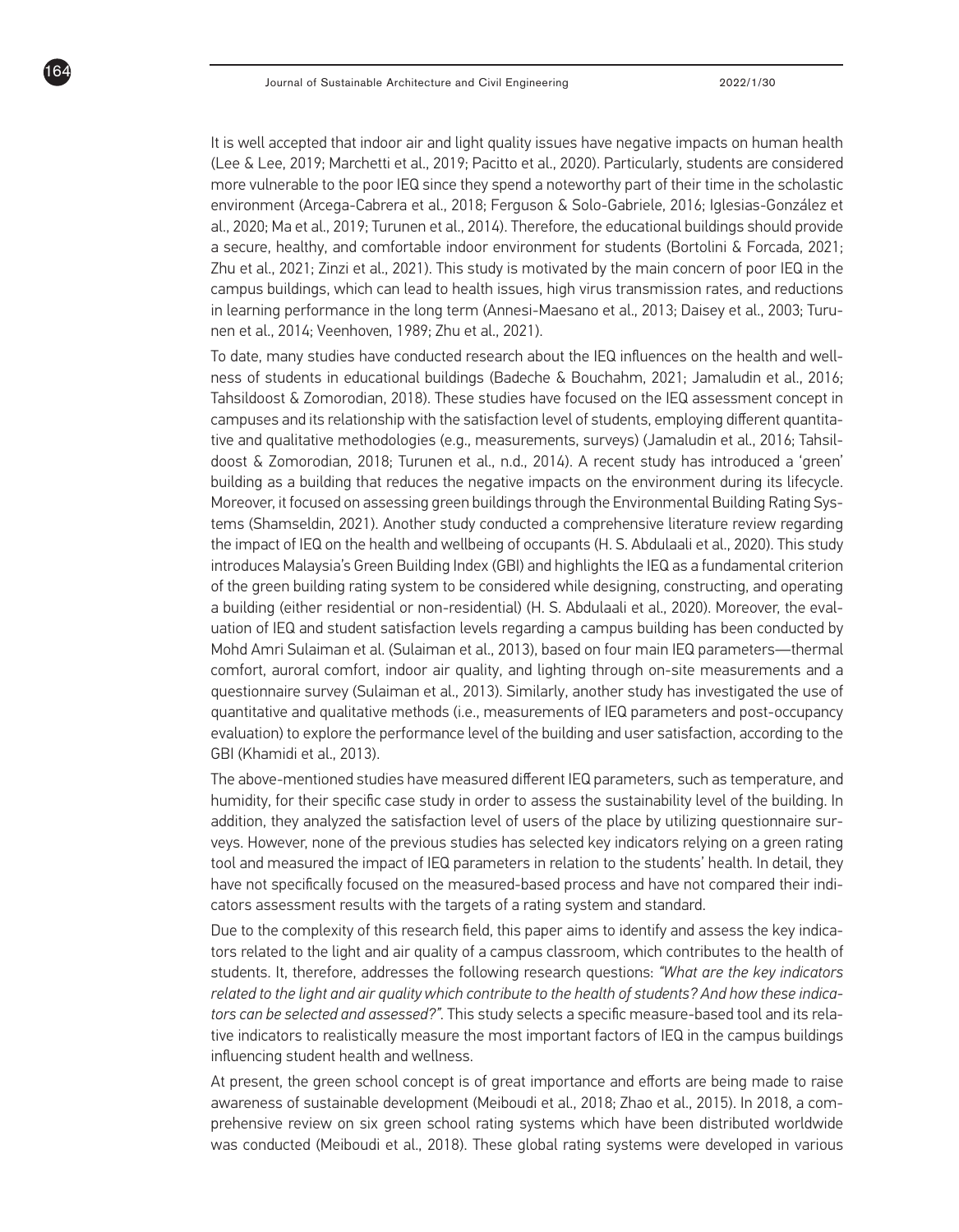It is well accepted that indoor air and light quality issues have negative impacts on human health (Lee & Lee, 2019; Marchetti et al., 2019; Pacitto et al., 2020). Particularly, students are considered more vulnerable to the poor IEQ since they spend a noteworthy part of their time in the scholastic environment (Arcega-Cabrera et al., 2018; Ferguson & Solo-Gabriele, 2016; Iglesias-González et al., 2020; Ma et al., 2019; Turunen et al., 2014). Therefore, the educational buildings should provide a secure, healthy, and comfortable indoor environment for students (Bortolini & Forcada, 2021; Zhu et al., 2021; Zinzi et al., 2021). This study is motivated by the main concern of poor IEQ in the campus buildings, which can lead to health issues, high virus transmission rates, and reductions in learning performance in the long term (Annesi-Maesano et al., 2013; Daisey et al., 2003; Turunen et al., 2014; Veenhoven, 1989; Zhu et al., 2021).

To date, many studies have conducted research about the IEQ influences on the health and wellness of students in educational buildings (Badeche & Bouchahm, 2021; Jamaludin et al., 2016; Tahsildoost & Zomorodian, 2018). These studies have focused on the IEQ assessment concept in campuses and its relationship with the satisfaction level of students, employing different quantitative and qualitative methodologies (e.g., measurements, surveys) (Jamaludin et al., 2016; Tahsildoost & Zomorodian, 2018; Turunen et al., n.d., 2014). A recent study has introduced a 'green' building as a building that reduces the negative impacts on the environment during its lifecycle. Moreover, it focused on assessing green buildings through the Environmental Building Rating Systems (Shamseldin, 2021). Another study conducted a comprehensive literature review regarding the impact of IEQ on the health and wellbeing of occupants (H. S. Abdulaali et al., 2020). This study introduces Malaysia's Green Building Index (GBI) and highlights the IEQ as a fundamental criterion of the green building rating system to be considered while designing, constructing, and operating a building (either residential or non-residential) (H. S. Abdulaali et al., 2020). Moreover, the evaluation of IEQ and student satisfaction levels regarding a campus building has been conducted by Mohd Amri Sulaiman et al. (Sulaiman et al., 2013), based on four main IEQ parameters—thermal comfort, auroral comfort, indoor air quality, and lighting through on-site measurements and a questionnaire survey (Sulaiman et al., 2013). Similarly, another study has investigated the use of quantitative and qualitative methods (i.e., measurements of IEQ parameters and post-occupancy evaluation) to explore the performance level of the building and user satisfaction, according to the GBI (Khamidi et al., 2013).

The above-mentioned studies have measured different IEQ parameters, such as temperature, and humidity, for their specific case study in order to assess the sustainability level of the building. In addition, they analyzed the satisfaction level of users of the place by utilizing questionnaire surveys. However, none of the previous studies has selected key indicators relying on a green rating tool and measured the impact of IEQ parameters in relation to the students' health. In detail, they have not specifically focused on the measured-based process and have not compared their indicators assessment results with the targets of a rating system and standard.

Due to the complexity of this research field, this paper aims to identify and assess the key indicators related to the light and air quality of a campus classroom, which contributes to the health of students. It, therefore, addresses the following research questions: *"What are the key indicators related to the light and air quality which contribute to the health of students? And how these indicators can be selected and assessed?"*. This study selects a specific measure-based tool and its relative indicators to realistically measure the most important factors of IEQ in the campus buildings influencing student health and wellness.

At present, the green school concept is of great importance and efforts are being made to raise awareness of sustainable development (Meiboudi et al., 2018; Zhao et al., 2015). In 2018, a comprehensive review on six green school rating systems which have been distributed worldwide was conducted (Meiboudi et al., 2018). These global rating systems were developed in various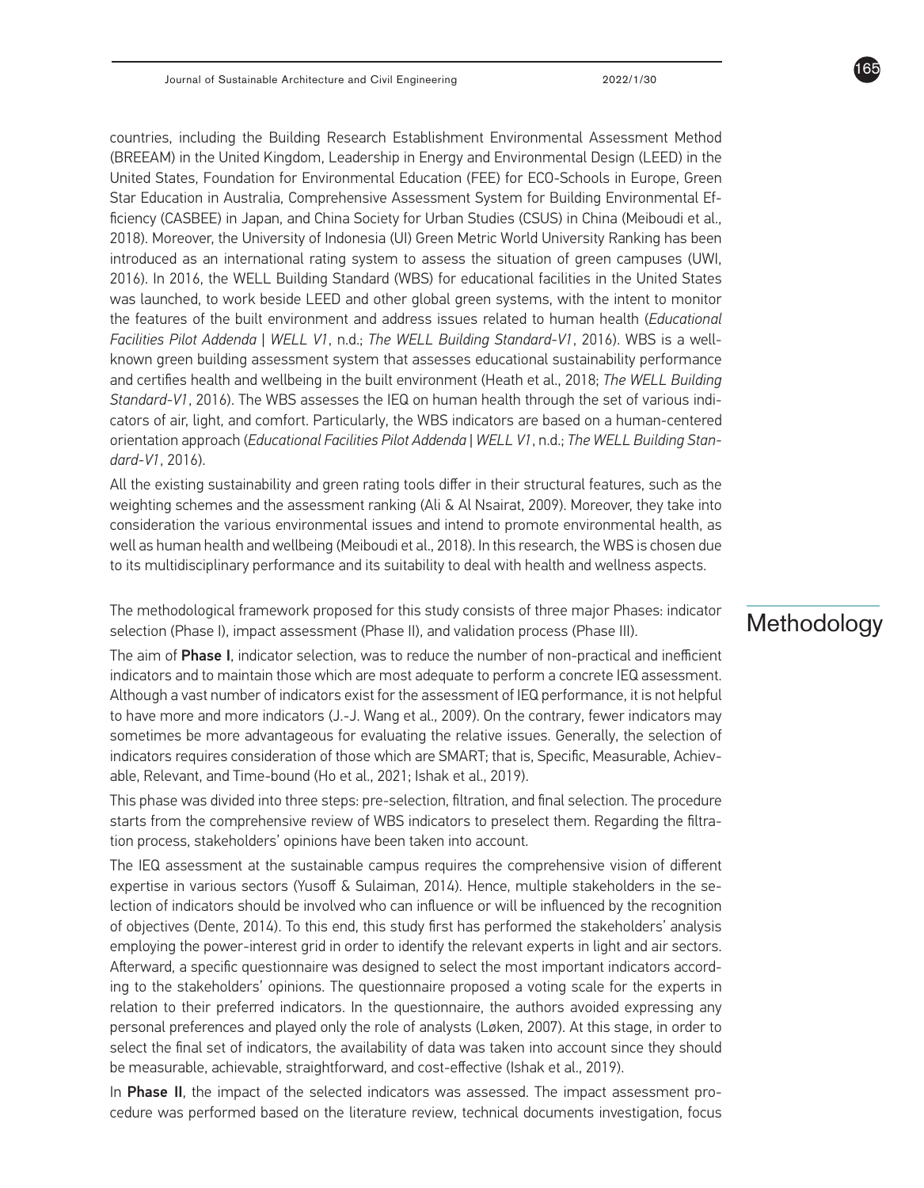countries, including the Building Research Establishment Environmental Assessment Method (BREEAM) in the United Kingdom, Leadership in Energy and Environmental Design (LEED) in the United States, Foundation for Environmental Education (FEE) for ECO-Schools in Europe, Green Star Education in Australia, Comprehensive Assessment System for Building Environmental Efficiency (CASBEE) in Japan, and China Society for Urban Studies (CSUS) in China (Meiboudi et al., 2018). Moreover, the University of Indonesia (UI) Green Metric World University Ranking has been introduced as an international rating system to assess the situation of green campuses (UWI, 2016). In 2016, the WELL Building Standard (WBS) for educational facilities in the United States was launched, to work beside LEED and other global green systems, with the intent to monitor the features of the built environment and address issues related to human health (*Educational Facilities Pilot Addenda | WELL V1*, n.d.; *The WELL Building Standard-V1*, 2016). WBS is a well-known green building assessment system that assesses educational sustainability performance and certifies health and wellbeing in the built environment (Heath et al., 2018; *The WELL Building Standard-V1*, 2016). The WBS assesses the IEQ on human health through the set of various indicators of air, light, and comfort. Particularly, the WBS indicators are based on a human-centered orientation approach (*Educational Facilities Pilot Addenda | WELL V1*, n.d.; *The WELL Building Standard-V1*, 2016).

All the existing sustainability and green rating tools differ in their structural features, such as the weighting schemes and the assessment ranking (Ali & Al Nsairat, 2009). Moreover, they take into consideration the various environmental issues and intend to promote environmental health, as well as human health and wellbeing (Meiboudi et al., 2018). In this research, the WBS is chosen due to its multidisciplinary performance and its suitability to deal with health and wellness aspects.

## Methodology

The methodological framework proposed for this study consists of three major Phases: indicator selection (Phase I), impact assessment (Phase II), and validation process (Phase III).

The aim of **Phase I**, indicator selection, was to reduce the number of non-practical and inefficient indicators and to maintain those which are most adequate to perform a concrete IEQ assessment. Although a vast number of indicators exist for the assessment of IEQ performance, it is not helpful to have more and more indicators (J.-J. Wang et al., 2009). On the contrary, fewer indicators may sometimes be more advantageous for evaluating the relative issues. Generally, the selection of indicators requires consideration of those which are SMART; that is, Specific, Measurable, Achievable, Relevant, and Time-bound (Ho et al., 2021; Ishak et al., 2019).

This phase was divided into three steps: pre-selection, filtration, and final selection. The procedure starts from the comprehensive review of WBS indicators to preselect them. Regarding the filtration process, stakeholders' opinions have been taken into account.

The IEQ assessment at the sustainable campus requires the comprehensive vision of different expertise in various sectors (Yusoff & Sulaiman, 2014). Hence, multiple stakeholders in the selection of indicators should be involved who can influence or will be influenced by the recognition of objectives (Dente, 2014). To this end, this study first has performed the stakeholders' analysis employing the power-interest grid in order to identify the relevant experts in light and air sectors. Afterward, a specific questionnaire was designed to select the most important indicators according to the stakeholders' opinions. The questionnaire proposed a voting scale for the experts in relation to their preferred indicators. In the questionnaire, the authors avoided expressing any personal preferences and played only the role of analysts (Løken, 2007). At this stage, in order to select the final set of indicators, the availability of data was taken into account since they should be measurable, achievable, straightforward, and cost-effective (Ishak et al., 2019).

In **Phase II**, the impact of the selected indicators was assessed. The impact assessment procedure was performed based on the literature review, technical documents investigation, focus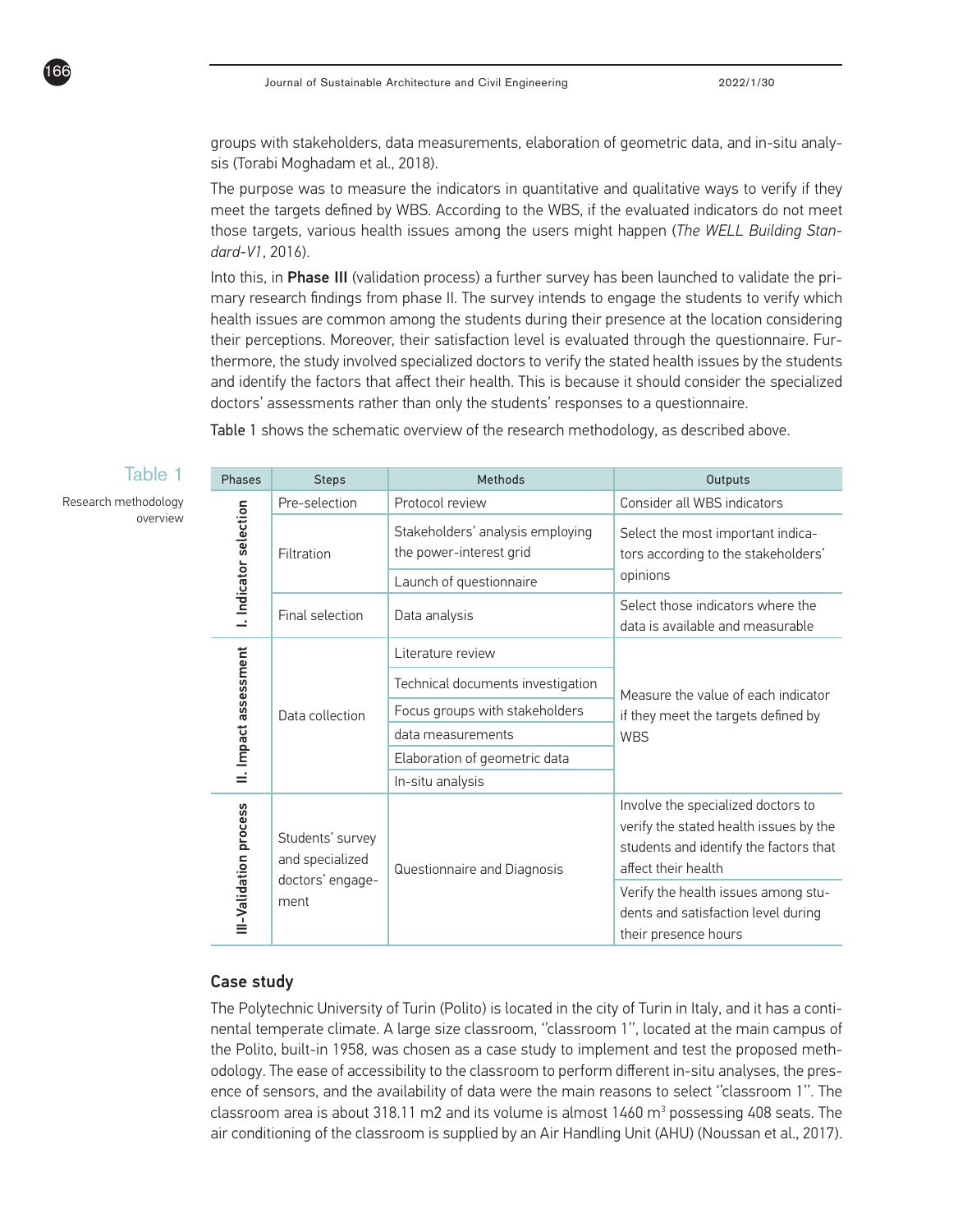groups with stakeholders, data measurements, elaboration of geometric data, and in-situ analysis (Torabi Moghadam et al., 2018).

The purpose was to measure the indicators in quantitative and qualitative ways to verify if they meet the targets defined by WBS. According to the WBS, if the evaluated indicators do not meet those targets, various health issues among the users might happen (*The WELL Building Standard-V1*, 2016).

Into this, in **Phase III** (validation process) a further survey has been launched to validate the primary research findings from phase II. The survey intends to engage the students to verify which health issues are common among the students during their presence at the location considering their perceptions. Moreover, their satisfaction level is evaluated through the questionnaire. Furthermore, the study involved specialized doctors to verify the stated health issues by the students and identify the factors that affect their health. This is because it should consider the specialized doctors' assessments rather than only the students' responses to a questionnaire.

Table 1 shows the schematic overview of the research methodology, as described above.

Table 1

Research methodology overview

| Phases | Steps | Methods | Outputs |
|---|---|---|---|
| I. Indicator selection | Pre-selection | Protocol review | Consider all WBS indicators |
| | Filtration | Stakeholders' analysis employing the power-interest grid | Select the most important indicators according to the stakeholders' opinions |
| | | Launch of questionnaire | |
| | Final selection | Data analysis | Select those indicators where the data is available and measurable |
| II. Impact assessment | Data collection | Literature review | Measure the value of each indicator if they meet the targets defined by WBS |
| | | Technical documents investigation | |
| | | Focus groups with stakeholders | |
| | | data measurements | |
| | | Elaboration of geometric data | |
| | | In-situ analysis | |
| III-Validation process | Students' survey and specialized doctors' engagement | Questionnaire and Diagnosis | Involve the specialized doctors to verify the stated health issues by the students and identify the factors that affect their health |
| | | | Verify the health issues among students and satisfaction level during their presence hours |

## Case study

The Polytechnic University of Turin (Polito) is located in the city of Turin in Italy, and it has a continental temperate climate. A large size classroom, "classroom 1", located at the main campus of the Polito, built-in 1958, was chosen as a case study to implement and test the proposed methodology. The ease of accessibility to the classroom to perform different in-situ analyses, the presence of sensors, and the availability of data were the main reasons to select "classroom 1". The classroom area is about 318.11 m2 and its volume is almost 1460 $m^3$ possessing 408 seats. The air conditioning of the classroom is supplied by an Air Handling Unit (AHU) (Noussan et al., 2017).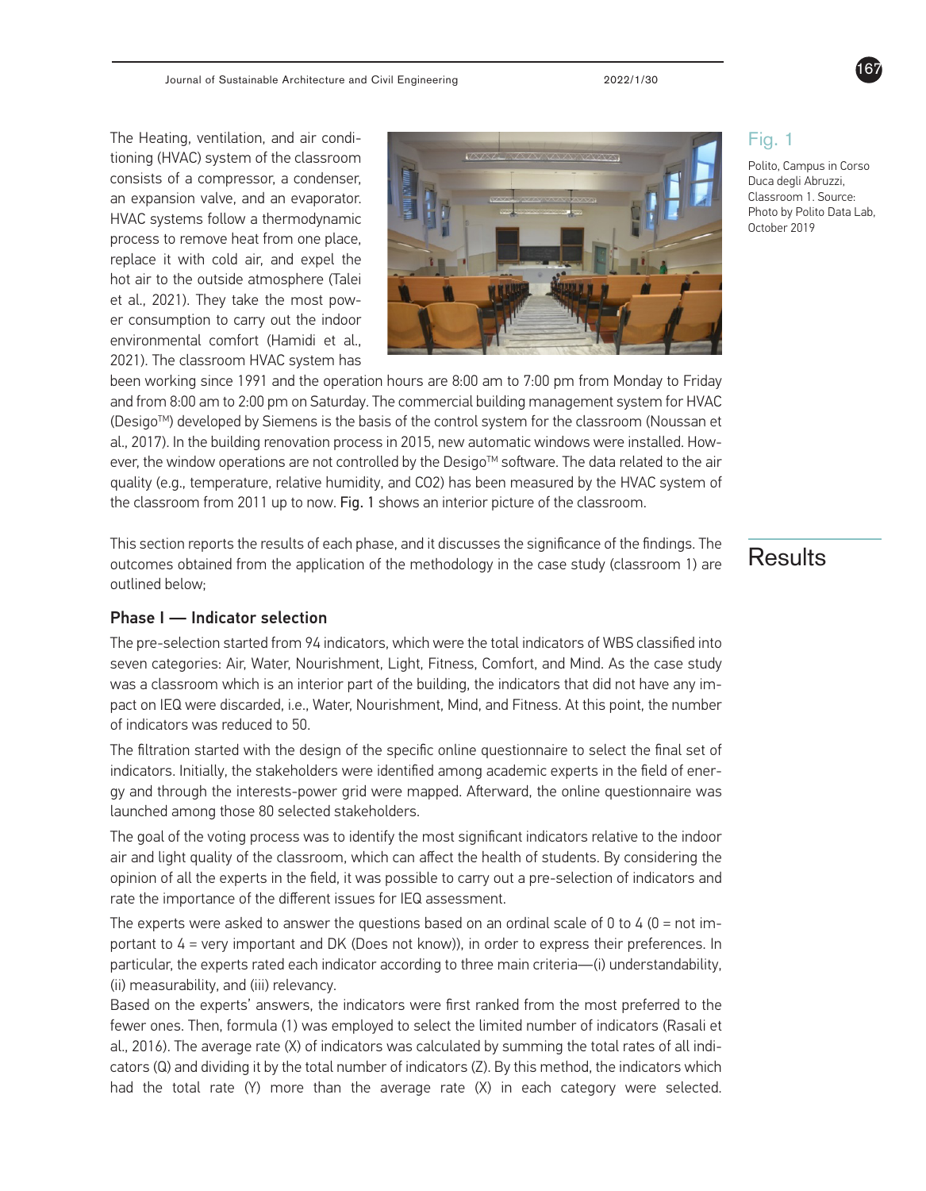The Heating, ventilation, and air conditioning (HVAC) system of the classroom consists of a compressor, a condenser, an expansion valve, and an evaporator. HVAC systems follow a thermodynamic process to remove heat from one place, replace it with cold air, and expel the hot air to the outside atmosphere (Talei et al., 2021). They take the most power consumption to carry out the indoor environmental comfort (Hamidi et al., 2021). The classroom HVAC system has been working since 1991 and the operation hours are 8:00 am to 7:00 pm from Monday to Friday and from 8:00 am to 2:00 pm on Saturday. The commercial building management system for HVAC (Desigo™) developed by Siemens is the basis of the control system for the classroom (Noussan et al., 2017). In the building renovation process in 2015, new automatic windows were installed. However, the window operations are not controlled by the Desigo™ software. The data related to the air quality (e.g., temperature, relative humidity, and CO2) has been measured by the HVAC system of the classroom from 2011 up to now. Fig. 1 shows an interior picture of the classroom.

Fig. 1

Polito, Campus in Corso Duca degli Abruzzi, Classroom 1. Source: Photo by Polito Data Lab, October 2019

## Results

This section reports the results of each phase, and it discusses the significance of the findings. The outcomes obtained from the application of the methodology in the case study (classroom 1) are outlined below;

### Phase I — Indicator selection

The pre-selection started from 94 indicators, which were the total indicators of WBS classified into seven categories: Air, Water, Nourishment, Light, Fitness, Comfort, and Mind. As the case study was a classroom which is an interior part of the building, the indicators that did not have any impact on IEQ were discarded, i.e., Water, Nourishment, Mind, and Fitness. At this point, the number of indicators was reduced to 50.

The filtration started with the design of the specific online questionnaire to select the final set of indicators. Initially, the stakeholders were identified among academic experts in the field of energy and through the interests-power grid were mapped. Afterward, the online questionnaire was launched among those 80 selected stakeholders.

The goal of the voting process was to identify the most significant indicators relative to the indoor air and light quality of the classroom, which can affect the health of students. By considering the opinion of all the experts in the field, it was possible to carry out a pre-selection of indicators and rate the importance of the different issues for IEQ assessment.

The experts were asked to answer the questions based on an ordinal scale of 0 to 4 (0 = not important to 4 = very important and DK (Does not know)), in order to express their preferences. In particular, the experts rated each indicator according to three main criteria—(i) understandability, (ii) measurability, and (iii) relevancy.

Based on the experts' answers, the indicators were first ranked from the most preferred to the fewer ones. Then, formula (1) was employed to select the limited number of indicators (Rasali et al., 2016). The average rate (X) of indicators was calculated by summing the total rates of all indicators (Q) and dividing it by the total number of indicators (Z). By this method, the indicators which had the total rate (Y) more than the average rate (X) in each category were selected.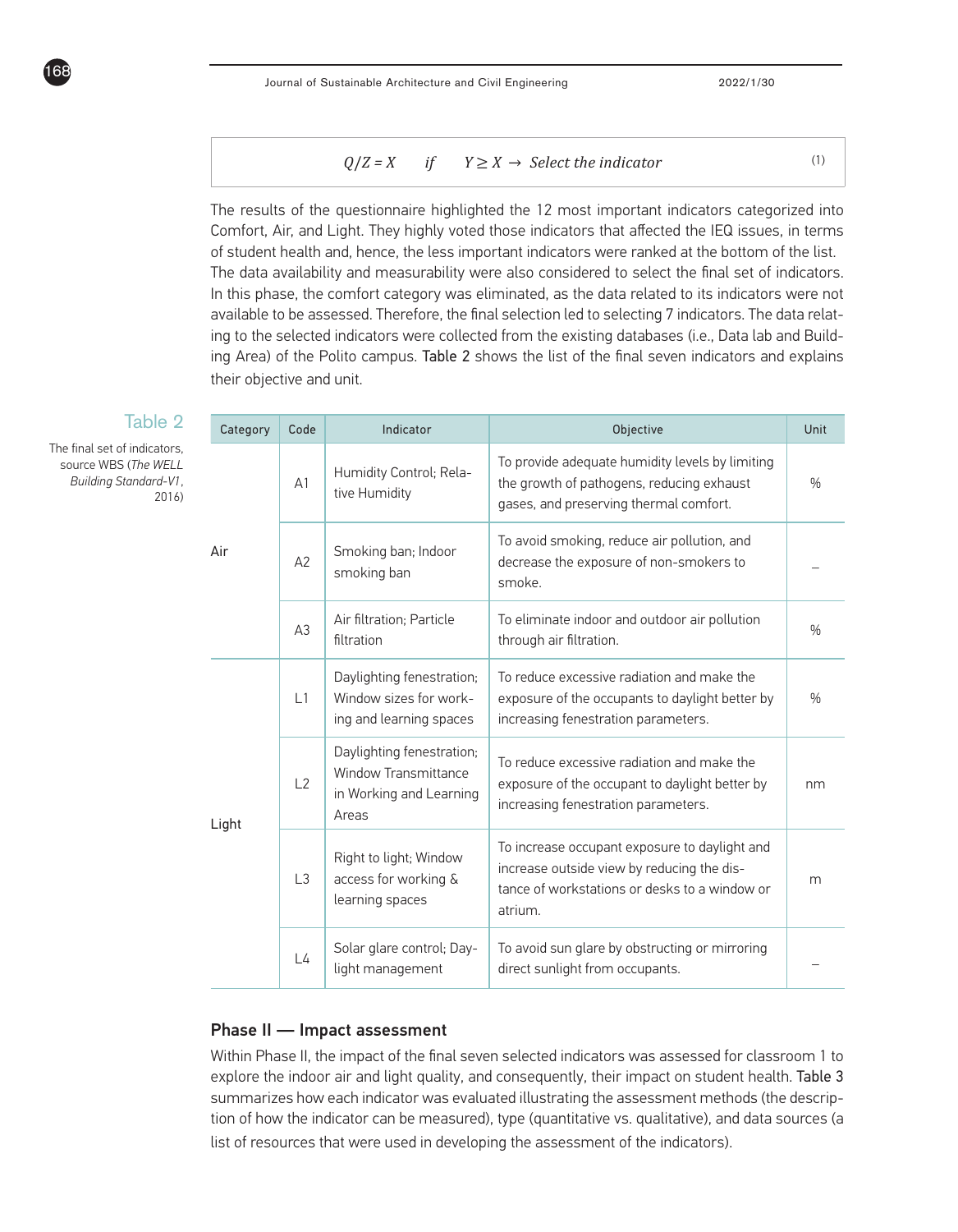$$Q/Z = X \quad if \quad Y \geq X \rightarrow \textit{Select the indicator} \tag{1}$$

The results of the questionnaire highlighted the 12 most important indicators categorized into Comfort, Air, and Light. They highly voted those indicators that affected the IEQ issues, in terms of student health and, hence, the less important indicators were ranked at the bottom of the list. The data availability and measurability were also considered to select the final set of indicators. In this phase, the comfort category was eliminated, as the data related to its indicators were not available to be assessed. Therefore, the final selection led to selecting 7 indicators. The data relating to the selected indicators were collected from the existing databases (i.e., Data lab and Building Area) of the Polito campus. Table 2 shows the list of the final seven indicators and explains their objective and unit.

Table 2

The final set of indicators, source WBS (*The WELL Building Standard-V1*, 2016)

| Category | Code | Indicator | Objective | Unit |
|---|---|---|---|---|
| Air | A1 | Humidity Control; Relative Humidity | To provide adequate humidity levels by limiting the growth of pathogens, reducing exhaust gases, and preserving thermal comfort. | % |
| | A2 | Smoking ban; Indoor smoking ban | To avoid smoking, reduce air pollution, and decrease the exposure of non-smokers to smoke. | – |
| | A3 | Air filtration; Particle filtration | To eliminate indoor and outdoor air pollution through air filtration. | % |
| Light | L1 | Daylighting fenestration; Window sizes for working and learning spaces | To reduce excessive radiation and make the exposure of the occupants to daylight better by increasing fenestration parameters. | % |
| | L2 | Daylighting fenestration; Window Transmittance in Working and Learning Areas | To reduce excessive radiation and make the exposure of the occupant to daylight better by increasing fenestration parameters. | nm |
| | L3 | Right to light; Window access for working & learning spaces | To increase occupant exposure to daylight and increase outside view by reducing the distance of workstations or desks to a window or atrium. | m |
| | L4 | Solar glare control; Daylight management | To avoid sun glare by obstructing or mirroring direct sunlight from occupants. | – |

### Phase II — Impact assessment

Within Phase II, the impact of the final seven selected indicators was assessed for classroom 1 to explore the indoor air and light quality, and consequently, their impact on student health. Table 3 summarizes how each indicator was evaluated illustrating the assessment methods (the description of how the indicator can be measured), type (quantitative vs. qualitative), and data sources (a list of resources that were used in developing the assessment of the indicators).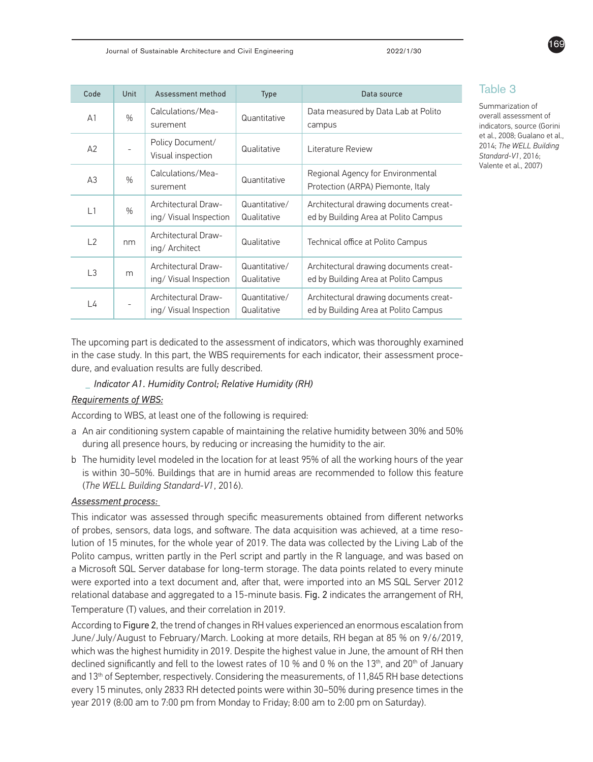Table 3

Summarization of overall assessment of indicators, source (Gorini et al., 2008; Gualano et al., 2014; *The WELL Building Standard-V1*, 2016; Valente et al., 2007)

| Code | Unit | Assessment method | Type | Data source |
|---|---|---|---|---|
| A1 | % | Calculations/Measurement | Quantitative | Data measured by Data Lab at Polito campus |
| A2 | - | Policy Document/ Visual inspection | Qualitative | Literature Review |
| A3 | % | Calculations/Measurement | Quantitative | Regional Agency for Environmental Protection (ARPA) Piemonte, Italy |
| L1 | % | Architectural Drawing/ Visual Inspection | Quantitative/ Qualitative | Architectural drawing documents created by Building Area at Polito Campus |
| L2 | nm | Architectural Drawing/ Architect | Qualitative | Technical office at Polito Campus |
| L3 | m | Architectural Drawing/ Visual Inspection | Quantitative/ Qualitative | Architectural drawing documents created by Building Area at Polito Campus |
| L4 | - | Architectural Drawing/ Visual Inspection | Quantitative/ Qualitative | Architectural drawing documents created by Building Area at Polito Campus |

The upcoming part is dedicated to the assessment of indicators, which was thoroughly examined in the case study. In this part, the WBS requirements for each indicator, their assessment procedure, and evaluation results are fully described.

_ *Indicator A1. Humidity Control; Relative Humidity (RH)*

*Requirements of WBS:*

According to WBS, at least one of the following is required:

a An air conditioning system capable of maintaining the relative humidity between 30% and 50% during all presence hours, by reducing or increasing the humidity to the air.

b The humidity level modeled in the location for at least 95% of all the working hours of the year is within 30–50%. Buildings that are in humid areas are recommended to follow this feature (*The WELL Building Standard-V1*, 2016).

*Assessment process:*

This indicator was assessed through specific measurements obtained from different networks of probes, sensors, data logs, and software. The data acquisition was achieved, at a time resolution of 15 minutes, for the whole year of 2019. The data was collected by the Living Lab of the Polito campus, written partly in the Perl script and partly in the R language, and was based on a Microsoft SQL Server database for long-term storage. The data points related to every minute were exported into a text document and, after that, were imported into an MS SQL Server 2012 relational database and aggregated to a 15-minute basis. Fig. 2 indicates the arrangement of RH, Temperature (T) values, and their correlation in 2019.

According to Figure 2, the trend of changes in RH values experienced an enormous escalation from June/July/August to February/March. Looking at more details, RH began at 85 % on 9/6/2019, which was the highest humidity in 2019. Despite the highest value in June, the amount of RH then declined significantly and fell to the lowest rates of 10 % and 0 % on the 13$^{th}$, and 20$^{th}$ of January and 13$^{th}$ of September, respectively. Considering the measurements, of 11,845 RH base detections every 15 minutes, only 2833 RH detected points were within 30–50% during presence times in the year 2019 (8:00 am to 7:00 pm from Monday to Friday; 8:00 am to 2:00 pm on Saturday).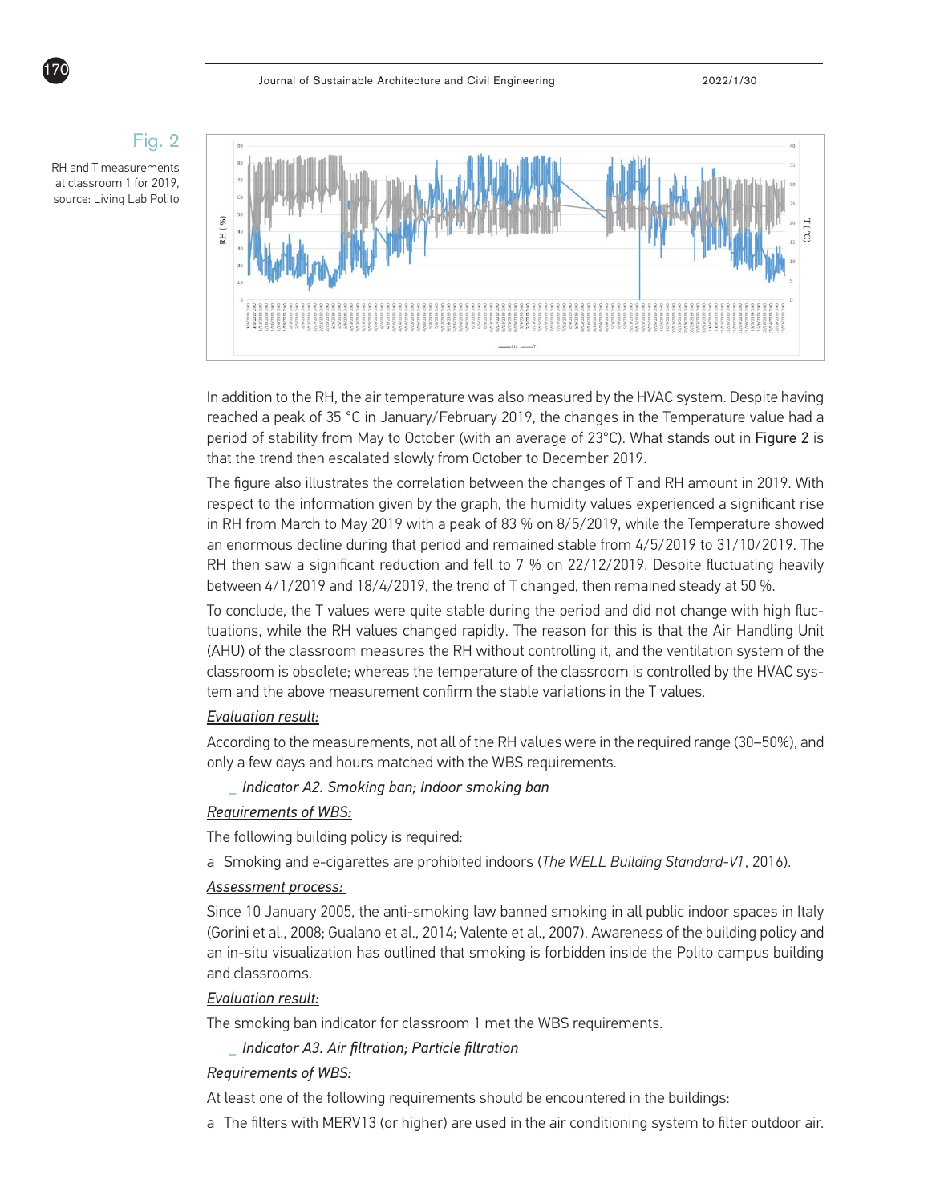Fig. 2

RH and T measurements at classroom 1 for 2019, source: Living Lab Polito

In addition to the RH, the air temperature was also measured by the HVAC system. Despite having reached a peak of 35 °C in January/February 2019, the changes in the Temperature value had a period of stability from May to October (with an average of 23°C). What stands out in Figure 2 is that the trend then escalated slowly from October to December 2019.

The figure also illustrates the correlation between the changes of T and RH amount in 2019. With respect to the information given by the graph, the humidity values experienced a significant rise in RH from March to May 2019 with a peak of 83 % on 8/5/2019, while the Temperature showed an enormous decline during that period and remained stable from 4/5/2019 to 31/10/2019. The RH then saw a significant reduction and fell to 7 % on 22/12/2019. Despite fluctuating heavily between 4/1/2019 and 18/4/2019, the trend of T changed, then remained steady at 50 %.

To conclude, the T values were quite stable during the period and did not change with high fluctuations, while the RH values changed rapidly. The reason for this is that the Air Handling Unit (AHU) of the classroom measures the RH without controlling it, and the ventilation system of the classroom is obsolete; whereas the temperature of the classroom is controlled by the HVAC system and the above measurement confirm the stable variations in the T values.

*Evaluation result:*

According to the measurements, not all of the RH values were in the required range (30–50%), and only a few days and hours matched with the WBS requirements.

_ *Indicator A2. Smoking ban; Indoor smoking ban*

*Requirements of WBS:*

The following building policy is required:

a Smoking and e-cigarettes are prohibited indoors (*The WELL Building Standard-V1*, 2016).

*Assessment process:*

Since 10 January 2005, the anti-smoking law banned smoking in all public indoor spaces in Italy (Gorini et al., 2008; Gualano et al., 2014; Valente et al., 2007). Awareness of the building policy and an in-situ visualization has outlined that smoking is forbidden inside the Polito campus building and classrooms.

*Evaluation result:*

The smoking ban indicator for classroom 1 met the WBS requirements.

_ *Indicator A3. Air filtration; Particle filtration*

*Requirements of WBS:*

At least one of the following requirements should be encountered in the buildings:

a The filters with MERV13 (or higher) are used in the air conditioning system to filter outdoor air.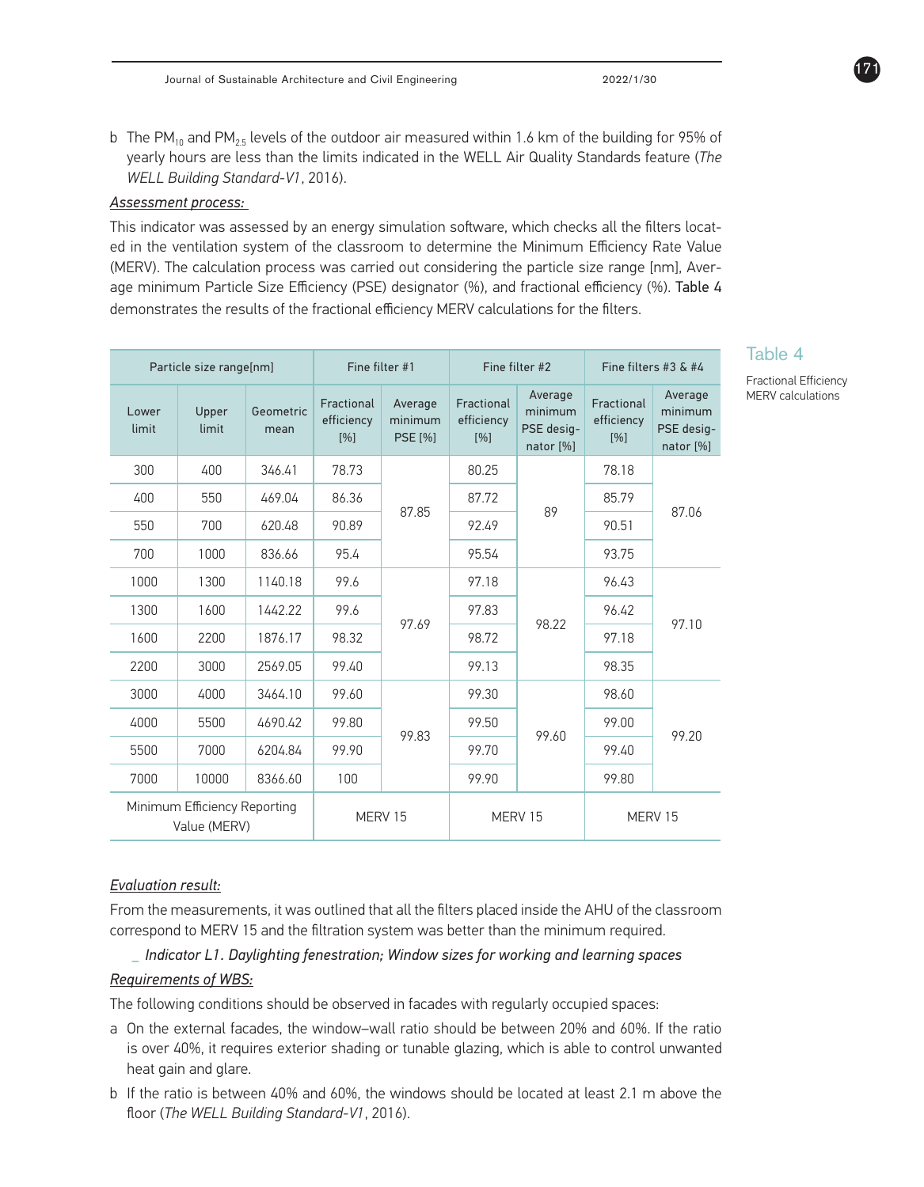b The $PM_{10}$ and $PM_{2.5}$ levels of the outdoor air measured within 1.6 km of the building for 95% of yearly hours are less than the limits indicated in the WELL Air Quality Standards feature (*The WELL Building Standard-V1*, 2016).

*Assessment process:*

This indicator was assessed by an energy simulation software, which checks all the filters located in the ventilation system of the classroom to determine the Minimum Efficiency Rate Value (MERV). The calculation process was carried out considering the particle size range [nm], Average minimum Particle Size Efficiency (PSE) designator (%), and fractional efficiency (%). Table 4 demonstrates the results of the fractional efficiency MERV calculations for the filters.

Table 4

Fractional Efficiency MERV calculations

| Particle size range[nm] | | | Fine filter #1 | | Fine filter #2 | | Fine filters #3 & #4 | |
|---|---|---|---|---|---|---|---|---|
| Lower limit | Upper limit | Geometric mean | Fractional efficiency [%] | Average minimum PSE [%] | Fractional efficiency [%] | Average minimum PSE designator [%] | Fractional efficiency [%] | Average minimum PSE designator [%] |
| 300 | 400 | 346.41 | 78.73 | 87.85 | 80.25 | 89 | 78.18 | 87.06 |
| 400 | 550 | 469.04 | 86.36 | | 87.72 | | 85.79 | |
| 550 | 700 | 620.48 | 90.89 | | 92.49 | | 90.51 | |
| 700 | 1000 | 836.66 | 95.4 | | 95.54 | | 93.75 | |
| 1000 | 1300 | 1140.18 | 99.6 | 97.69 | 97.18 | 98.22 | 96.43 | 97.10 |
| 1300 | 1600 | 1442.22 | 99.6 | | 97.83 | | 96.42 | |
| 1600 | 2200 | 1876.17 | 98.32 | | 98.72 | | 97.18 | |
| 2200 | 3000 | 2569.05 | 99.40 | | 99.13 | | 98.35 | |
| 3000 | 4000 | 3464.10 | 99.60 | 99.83 | 99.30 | 99.60 | 98.60 | 99.20 |
| 4000 | 5500 | 4690.42 | 99.80 | | 99.50 | | 99.00 | |
| 5500 | 7000 | 6204.84 | 99.90 | | 99.70 | | 99.40 | |
| 7000 | 10000 | 8366.60 | 100 | | 99.90 | | 99.80 | |
| Minimum Efficiency Reporting Value (MERV) | | | MERV 15 | | MERV 15 | | MERV 15 | |

*Evaluation result:*

From the measurements, it was outlined that all the filters placed inside the AHU of the classroom correspond to MERV 15 and the filtration system was better than the minimum required.

_ *Indicator L1. Daylighting fenestration; Window sizes for working and learning spaces*

*Requirements of WBS:*

The following conditions should be observed in facades with regularly occupied spaces:

a On the external facades, the window–wall ratio should be between 20% and 60%. If the ratio is over 40%, it requires exterior shading or tunable glazing, which is able to control unwanted heat gain and glare.

b If the ratio is between 40% and 60%, the windows should be located at least 2.1 m above the floor (*The WELL Building Standard-V1*, 2016).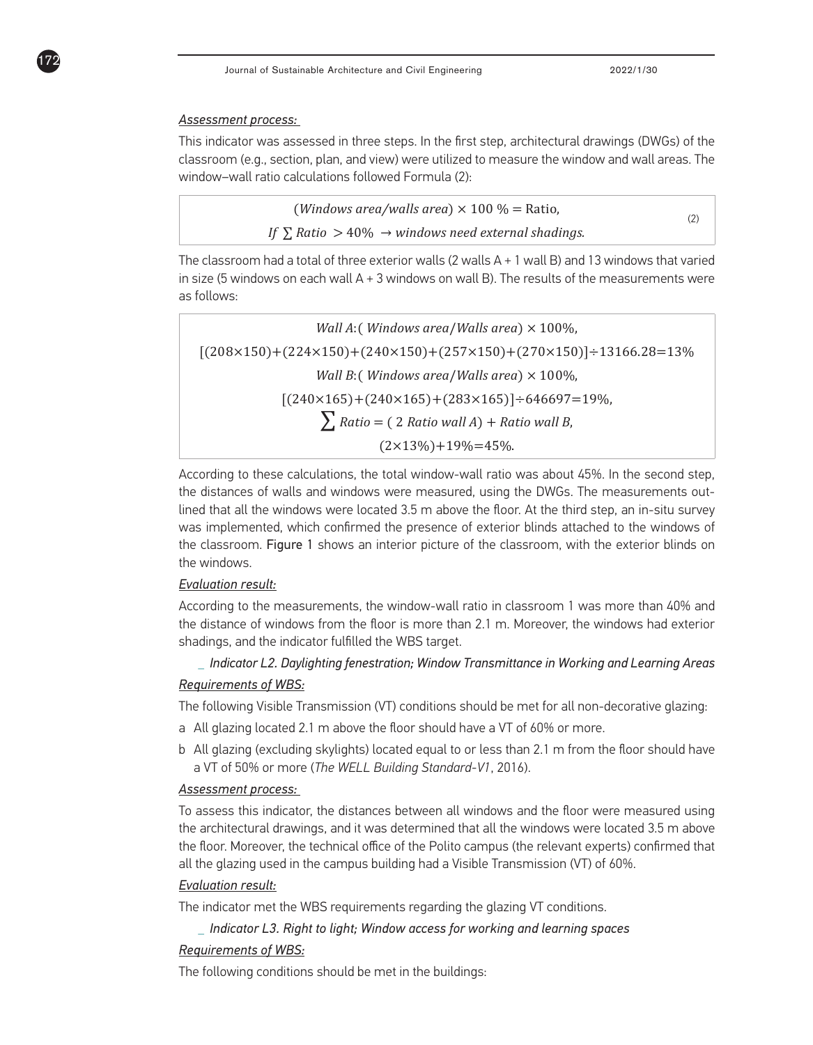*Assessment process:*

This indicator was assessed in three steps. In the first step, architectural drawings (DWGs) of the classroom (e.g., section, plan, and view) were utilized to measure the window and wall areas. The window–wall ratio calculations followed Formula (2):

$$(Windows\ area/walls\ area) \times 100\ \% = \text{Ratio},$$
$$If\ \sum Ratio\ > 40\%\ \rightarrow windows\ need\ external\ shadings. \tag{2}$$

The classroom had a total of three exterior walls (2 walls A + 1 wall B) and 13 windows that varied in size (5 windows on each wall A + 3 windows on wall B). The results of the measurements were as follows:

$$Wall\ A\text{:}(\ Windows\ area/Walls\ area) \times 100\%,$$
$$[(208\times150)+(224\times150)+(240\times150)+(257\times150)+(270\times150)]\div13166.28=13\%$$
$$Wall\ B\text{:}(\ Windows\ area/Walls\ area) \times 100\%,$$
$$[(240\times165)+(240\times165)+(283\times165)]\div646697=19\%,$$
$$\sum Ratio = (\ 2\ Ratio\ wall\ A) + Ratio\ wall\ B,$$
$$(2\times13\%)+19\%=45\%.$$

According to these calculations, the total window-wall ratio was about 45%. In the second step, the distances of walls and windows were measured, using the DWGs. The measurements outlined that all the windows were located 3.5 m above the floor. At the third step, an in-situ survey was implemented, which confirmed the presence of exterior blinds attached to the windows of the classroom. Figure 1 shows an interior picture of the classroom, with the exterior blinds on the windows.

*Evaluation result:*

According to the measurements, the window-wall ratio in classroom 1 was more than 40% and the distance of windows from the floor is more than 2.1 m. Moreover, the windows had exterior shadings, and the indicator fulfilled the WBS target.

_ *Indicator L2. Daylighting fenestration; Window Transmittance in Working and Learning Areas*

*Requirements of WBS:*

The following Visible Transmission (VT) conditions should be met for all non-decorative glazing:

a All glazing located 2.1 m above the floor should have a VT of 60% or more.

b All glazing (excluding skylights) located equal to or less than 2.1 m from the floor should have a VT of 50% or more (*The WELL Building Standard-V1*, 2016).

*Assessment process:*

To assess this indicator, the distances between all windows and the floor were measured using the architectural drawings, and it was determined that all the windows were located 3.5 m above the floor. Moreover, the technical office of the Polito campus (the relevant experts) confirmed that all the glazing used in the campus building had a Visible Transmission (VT) of 60%.

*Evaluation result:*

The indicator met the WBS requirements regarding the glazing VT conditions.

_ *Indicator L3. Right to light; Window access for working and learning spaces*

*Requirements of WBS:*

The following conditions should be met in the buildings: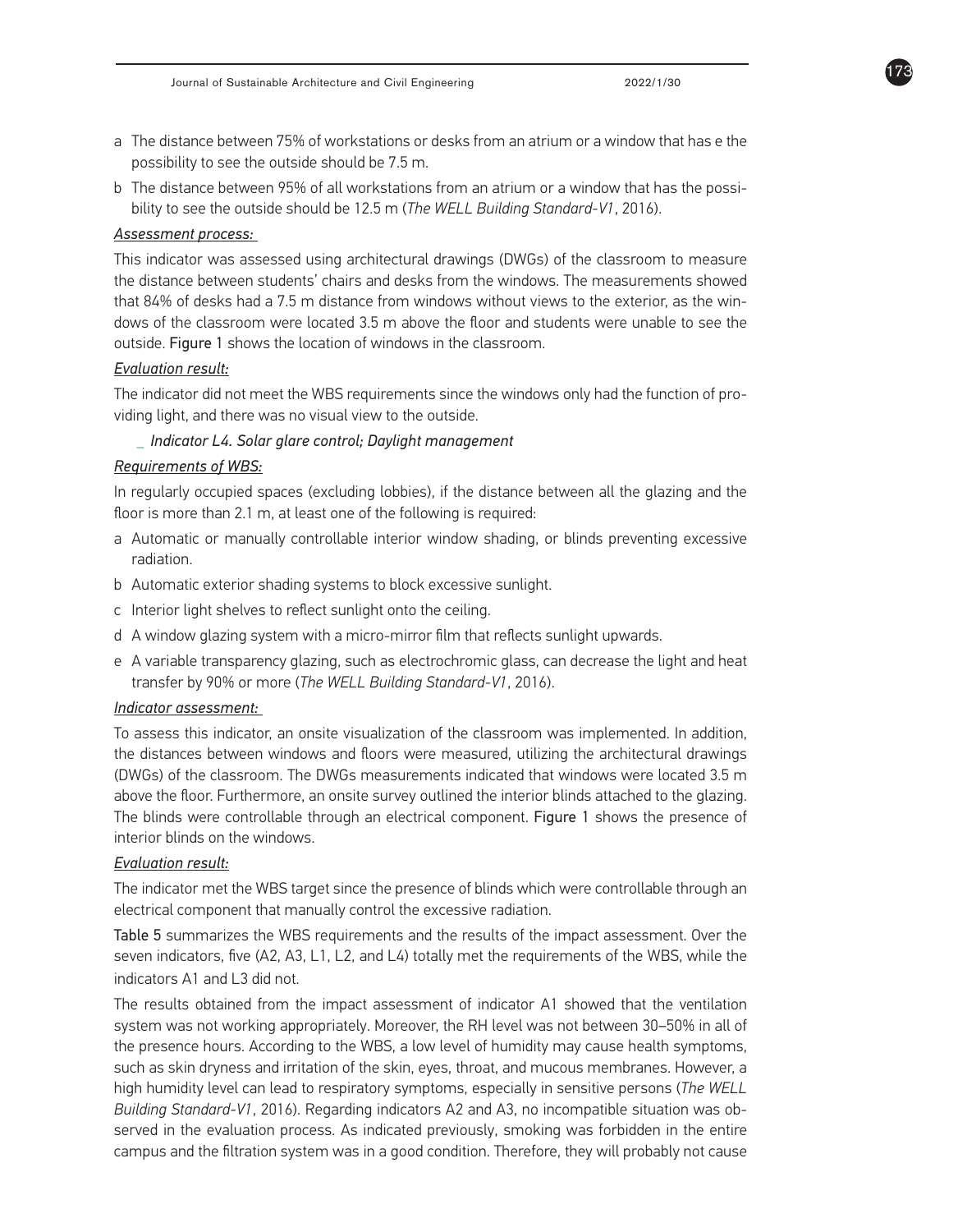a The distance between 75% of workstations or desks from an atrium or a window that has e the possibility to see the outside should be 7.5 m.

b The distance between 95% of all workstations from an atrium or a window that has the possibility to see the outside should be 12.5 m (*The WELL Building Standard-V1*, 2016).

*Assessment process:*

This indicator was assessed using architectural drawings (DWGs) of the classroom to measure the distance between students' chairs and desks from the windows. The measurements showed that 84% of desks had a 7.5 m distance from windows without views to the exterior, as the windows of the classroom were located 3.5 m above the floor and students were unable to see the outside. Figure 1 shows the location of windows in the classroom.

*Evaluation result:*

The indicator did not meet the WBS requirements since the windows only had the function of providing light, and there was no visual view to the outside.

_ *Indicator L4. Solar glare control; Daylight management*

*Requirements of WBS:*

In regularly occupied spaces (excluding lobbies), if the distance between all the glazing and the floor is more than 2.1 m, at least one of the following is required:

a Automatic or manually controllable interior window shading, or blinds preventing excessive radiation.

b Automatic exterior shading systems to block excessive sunlight.

c Interior light shelves to reflect sunlight onto the ceiling.

d A window glazing system with a micro-mirror film that reflects sunlight upwards.

e A variable transparency glazing, such as electrochromic glass, can decrease the light and heat transfer by 90% or more (*The WELL Building Standard-V1*, 2016).

*Indicator assessment:*

To assess this indicator, an onsite visualization of the classroom was implemented. In addition, the distances between windows and floors were measured, utilizing the architectural drawings (DWGs) of the classroom. The DWGs measurements indicated that windows were located 3.5 m above the floor. Furthermore, an onsite survey outlined the interior blinds attached to the glazing. The blinds were controllable through an electrical component. Figure 1 shows the presence of interior blinds on the windows.

*Evaluation result:*

The indicator met the WBS target since the presence of blinds which were controllable through an electrical component that manually control the excessive radiation.

Table 5 summarizes the WBS requirements and the results of the impact assessment. Over the seven indicators, five (A2, A3, L1, L2, and L4) totally met the requirements of the WBS, while the indicators A1 and L3 did not.

The results obtained from the impact assessment of indicator A1 showed that the ventilation system was not working appropriately. Moreover, the RH level was not between 30–50% in all of the presence hours. According to the WBS, a low level of humidity may cause health symptoms, such as skin dryness and irritation of the skin, eyes, throat, and mucous membranes. However, a high humidity level can lead to respiratory symptoms, especially in sensitive persons (*The WELL Building Standard-V1*, 2016). Regarding indicators A2 and A3, no incompatible situation was observed in the evaluation process. As indicated previously, smoking was forbidden in the entire campus and the filtration system was in a good condition. Therefore, they will probably not cause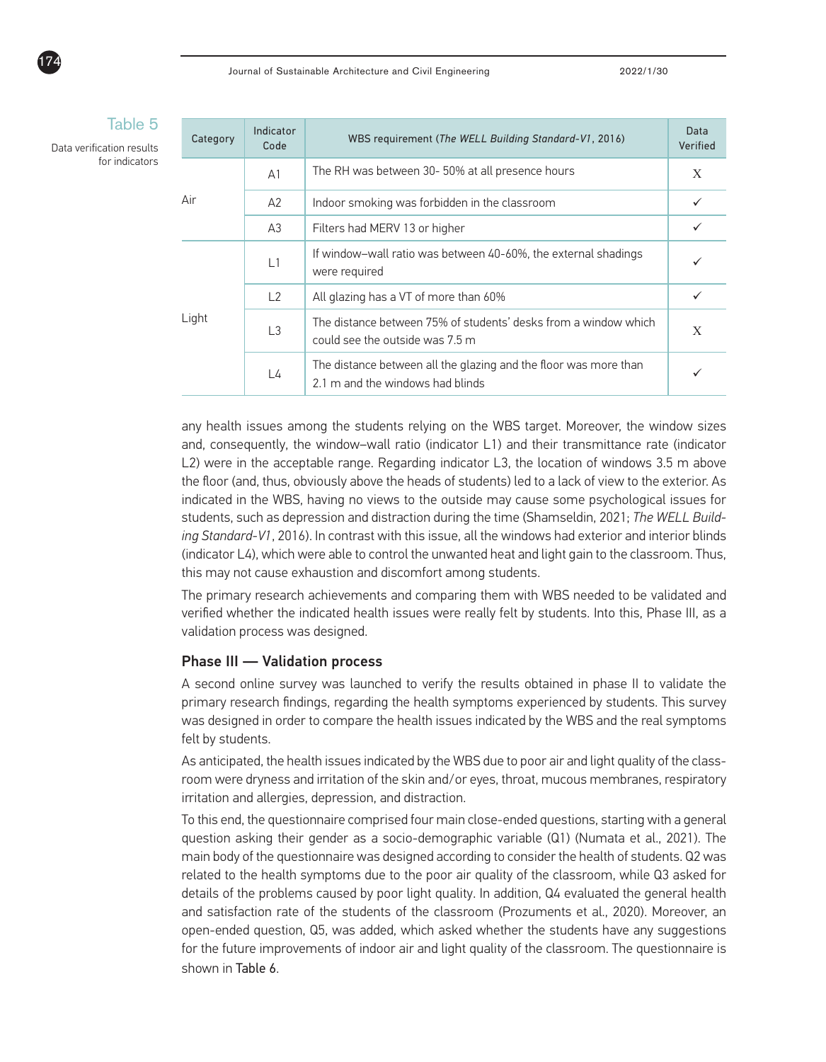**Table 5**

Data verification results for indicators

| Category | Indicator Code | WBS requirement (*The WELL Building Standard-V1*, 2016) | Data Verified |
|---|---|---|---|
| Air | A1 | The RH was between 30- 50% at all presence hours | X |
| | A2 | Indoor smoking was forbidden in the classroom | ✓ |
| | A3 | Filters had MERV 13 or higher | ✓ |
| Light | L1 | If window–wall ratio was between 40-60%, the external shadings were required | ✓ |
| | L2 | All glazing has a VT of more than 60% | ✓ |
| | L3 | The distance between 75% of students' desks from a window which could see the outside was 7.5 m | X |
| | L4 | The distance between all the glazing and the floor was more than 2.1 m and the windows had blinds | ✓ |

any health issues among the students relying on the WBS target. Moreover, the window sizes and, consequently, the window–wall ratio (indicator L1) and their transmittance rate (indicator L2) were in the acceptable range. Regarding indicator L3, the location of windows 3.5 m above the floor (and, thus, obviously above the heads of students) led to a lack of view to the exterior. As indicated in the WBS, having no views to the outside may cause some psychological issues for students, such as depression and distraction during the time (Shamseldin, 2021; *The WELL Building Standard-V1*, 2016). In contrast with this issue, all the windows had exterior and interior blinds (indicator L4), which were able to control the unwanted heat and light gain to the classroom. Thus, this may not cause exhaustion and discomfort among students.

The primary research achievements and comparing them with WBS needed to be validated and verified whether the indicated health issues were really felt by students. Into this, Phase III, as a validation process was designed.

### Phase III — Validation process

A second online survey was launched to verify the results obtained in phase II to validate the primary research findings, regarding the health symptoms experienced by students. This survey was designed in order to compare the health issues indicated by the WBS and the real symptoms felt by students.

As anticipated, the health issues indicated by the WBS due to poor air and light quality of the classroom were dryness and irritation of the skin and/or eyes, throat, mucous membranes, respiratory irritation and allergies, depression, and distraction.

To this end, the questionnaire comprised four main close-ended questions, starting with a general question asking their gender as a socio-demographic variable (Q1) (Numata et al., 2021). The main body of the questionnaire was designed according to consider the health of students. Q2 was related to the health symptoms due to the poor air quality of the classroom, while Q3 asked for details of the problems caused by poor light quality. In addition, Q4 evaluated the general health and satisfaction rate of the students of the classroom (Prozuments et al., 2020). Moreover, an open-ended question, Q5, was added, which asked whether the students have any suggestions for the future improvements of indoor air and light quality of the classroom. The questionnaire is shown in Table 6.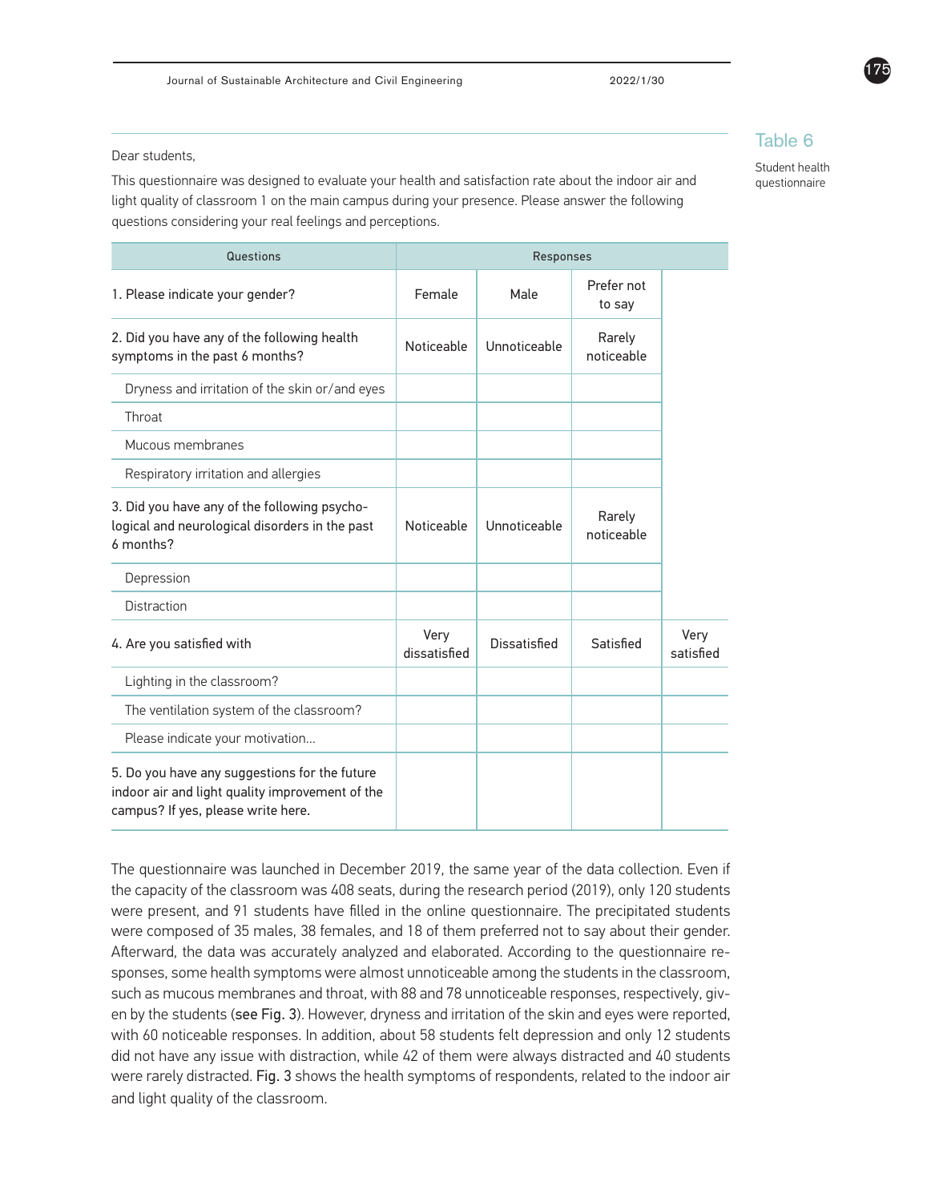Table 6

Student health questionnaire

Dear students,

This questionnaire was designed to evaluate your health and satisfaction rate about the indoor air and light quality of classroom 1 on the main campus during your presence. Please answer the following questions considering your real feelings and perceptions.

| Questions | Responses | | | |
|---|---|---|---|---|
| 1. Please indicate your gender? | Female | Male | Prefer not to say | |
| 2. Did you have any of the following health symptoms in the past 6 months? | Noticeable | Unnoticeable | Rarely noticeable | |
| Dryness and irritation of the skin or/and eyes | | | | |
| Throat | | | | |
| Mucous membranes | | | | |
| Respiratory irritation and allergies | | | | |
| 3. Did you have any of the following psychological and neurological disorders in the past 6 months? | Noticeable | Unnoticeable | Rarely noticeable | |
| Depression | | | | |
| Distraction | | | | |
| 4. Are you satisfied with | Very dissatisfied | Dissatisfied | Satisfied | Very satisfied |
| Lighting in the classroom? | | | | |
| The ventilation system of the classroom? | | | | |
| Please indicate your motivation... | | | | |
| 5. Do you have any suggestions for the future indoor air and light quality improvement of the campus? If yes, please write here. | | | | |

The questionnaire was launched in December 2019, the same year of the data collection. Even if the capacity of the classroom was 408 seats, during the research period (2019), only 120 students were present, and 91 students have filled in the online questionnaire. The precipitated students were composed of 35 males, 38 females, and 18 of them preferred not to say about their gender. Afterward, the data was accurately analyzed and elaborated. According to the questionnaire responses, some health symptoms were almost unnoticeable among the students in the classroom, such as mucous membranes and throat, with 88 and 78 unnoticeable responses, respectively, given by the students (see Fig. 3). However, dryness and irritation of the skin and eyes were reported, with 60 noticeable responses. In addition, about 58 students felt depression and only 12 students did not have any issue with distraction, while 42 of them were always distracted and 40 students were rarely distracted. Fig. 3 shows the health symptoms of respondents, related to the indoor air and light quality of the classroom.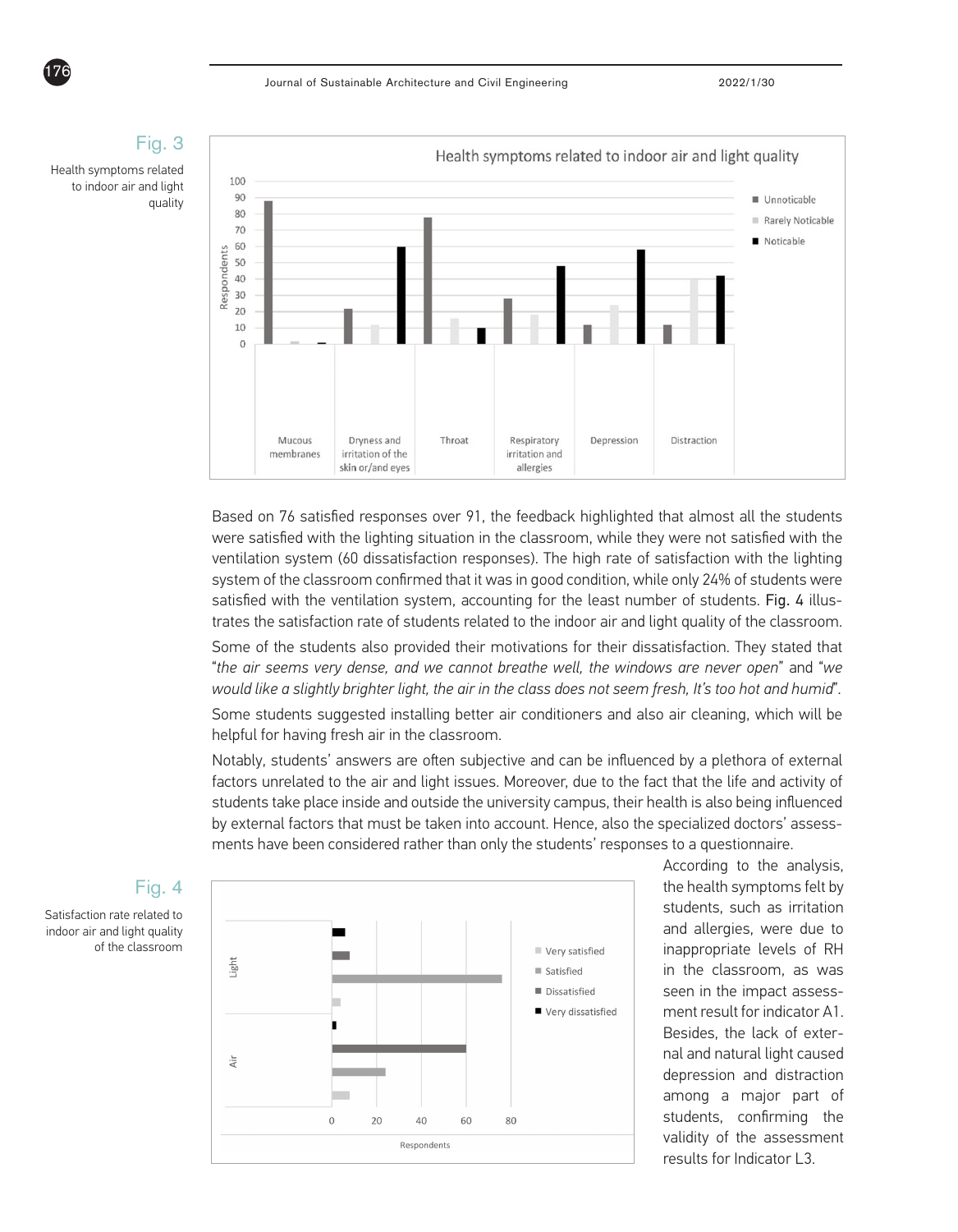Fig. 3

Health symptoms related to indoor air and light quality

Based on 76 satisfied responses over 91, the feedback highlighted that almost all the students were satisfied with the lighting situation in the classroom, while they were not satisfied with the ventilation system (60 dissatisfaction responses). The high rate of satisfaction with the lighting system of the classroom confirmed that it was in good condition, while only 24% of students were satisfied with the ventilation system, accounting for the least number of students. Fig. 4 illustrates the satisfaction rate of students related to the indoor air and light quality of the classroom.

Some of the students also provided their motivations for their dissatisfaction. They stated that "*the air seems very dense, and we cannot breathe well, the windows are never open*" and "*we would like a slightly brighter light, the air in the class does not seem fresh, It's too hot and humid*".

Some students suggested installing better air conditioners and also air cleaning, which will be helpful for having fresh air in the classroom.

Notably, students' answers are often subjective and can be influenced by a plethora of external factors unrelated to the air and light issues. Moreover, due to the fact that the life and activity of students take place inside and outside the university campus, their health is also being influenced by external factors that must be taken into account. Hence, also the specialized doctors' assessments have been considered rather than only the students' responses to a questionnaire.

Fig. 4

Satisfaction rate related to indoor air and light quality of the classroom

According to the analysis, the health symptoms felt by students, such as irritation and allergies, were due to inappropriate levels of RH in the classroom, as was seen in the impact assessment result for indicator A1. Besides, the lack of external and natural light caused depression and distraction among a major part of students, confirming the validity of the assessment results for Indicator L3.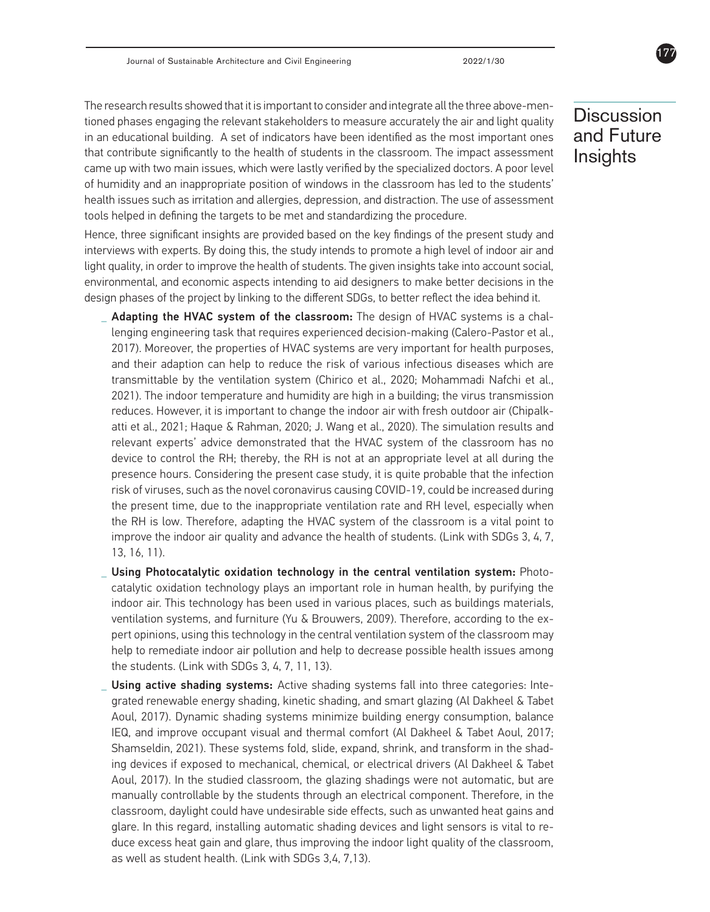The research results showed that it is important to consider and integrate all the three above-mentioned phases engaging the relevant stakeholders to measure accurately the air and light quality in an educational building. A set of indicators have been identified as the most important ones that contribute significantly to the health of students in the classroom. The impact assessment came up with two main issues, which were lastly verified by the specialized doctors. A poor level of humidity and an inappropriate position of windows in the classroom has led to the students' health issues such as irritation and allergies, depression, and distraction. The use of assessment tools helped in defining the targets to be met and standardizing the procedure.

## Discussion and Future Insights

Hence, three significant insights are provided based on the key findings of the present study and interviews with experts. By doing this, the study intends to promote a high level of indoor air and light quality, in order to improve the health of students. The given insights take into account social, environmental, and economic aspects intending to aid designers to make better decisions in the design phases of the project by linking to the different SDGs, to better reflect the idea behind it.

- **Adapting the HVAC system of the classroom:** The design of HVAC systems is a challenging engineering task that requires experienced decision-making (Calero-Pastor et al., 2017). Moreover, the properties of HVAC systems are very important for health purposes, and their adaption can help to reduce the risk of various infectious diseases which are transmittable by the ventilation system (Chirico et al., 2020; Mohammadi Nafchi et al., 2021). The indoor temperature and humidity are high in a building; the virus transmission reduces. However, it is important to change the indoor air with fresh outdoor air (Chipalkatti et al., 2021; Haque & Rahman, 2020; J. Wang et al., 2020). The simulation results and relevant experts' advice demonstrated that the HVAC system of the classroom has no device to control the RH; thereby, the RH is not at an appropriate level at all during the presence hours. Considering the present case study, it is quite probable that the infection risk of viruses, such as the novel coronavirus causing COVID-19, could be increased during the present time, due to the inappropriate ventilation rate and RH level, especially when the RH is low. Therefore, adapting the HVAC system of the classroom is a vital point to improve the indoor air quality and advance the health of students. (Link with SDGs 3, 4, 7, 13, 16, 11).
- **Using Photocatalytic oxidation technology in the central ventilation system:** Photocatalytic oxidation technology plays an important role in human health, by purifying the indoor air. This technology has been used in various places, such as buildings materials, ventilation systems, and furniture (Yu & Brouwers, 2009). Therefore, according to the expert opinions, using this technology in the central ventilation system of the classroom may help to remediate indoor air pollution and help to decrease possible health issues among the students. (Link with SDGs 3, 4, 7, 11, 13).
- **Using active shading systems:** Active shading systems fall into three categories: Integrated renewable energy shading, kinetic shading, and smart glazing (Al Dakheel & Tabet Aoul, 2017). Dynamic shading systems minimize building energy consumption, balance IEQ, and improve occupant visual and thermal comfort (Al Dakheel & Tabet Aoul, 2017; Shamseldin, 2021). These systems fold, slide, expand, shrink, and transform in the shading devices if exposed to mechanical, chemical, or electrical drivers (Al Dakheel & Tabet Aoul, 2017). In the studied classroom, the glazing shadings were not automatic, but are manually controllable by the students through an electrical component. Therefore, in the classroom, daylight could have undesirable side effects, such as unwanted heat gains and glare. In this regard, installing automatic shading devices and light sensors is vital to reduce excess heat gain and glare, thus improving the indoor light quality of the classroom, as well as student health. (Link with SDGs 3,4, 7,13).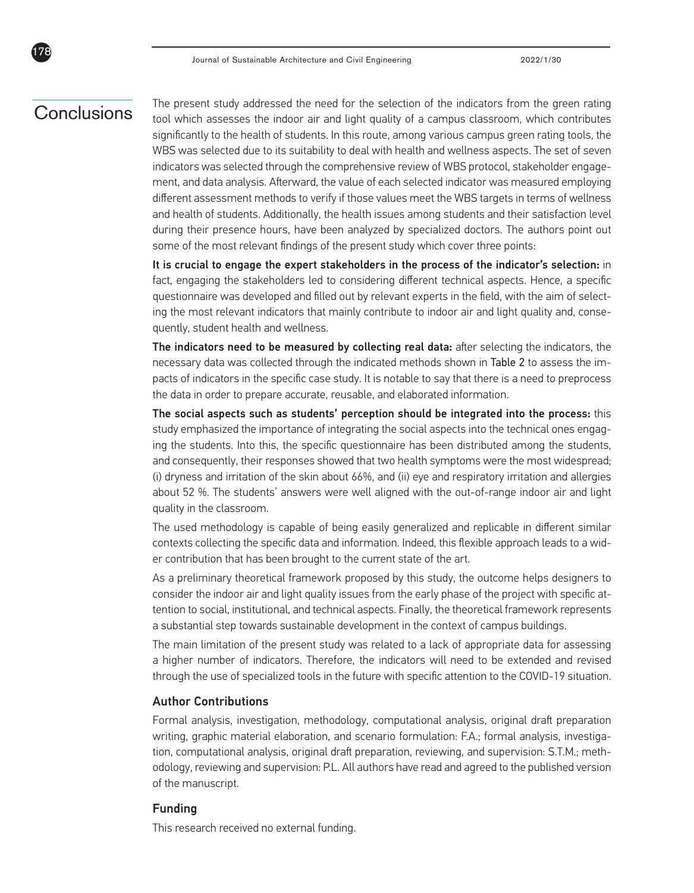## Conclusions

The present study addressed the need for the selection of the indicators from the green rating tool which assesses the indoor air and light quality of a campus classroom, which contributes significantly to the health of students. In this route, among various campus green rating tools, the WBS was selected due to its suitability to deal with health and wellness aspects. The set of seven indicators was selected through the comprehensive review of WBS protocol, stakeholder engagement, and data analysis. Afterward, the value of each selected indicator was measured employing different assessment methods to verify if those values meet the WBS targets in terms of wellness and health of students. Additionally, the health issues among students and their satisfaction level during their presence hours, have been analyzed by specialized doctors. The authors point out some of the most relevant findings of the present study which cover three points:

**It is crucial to engage the expert stakeholders in the process of the indicator's selection:** in fact, engaging the stakeholders led to considering different technical aspects. Hence, a specific questionnaire was developed and filled out by relevant experts in the field, with the aim of selecting the most relevant indicators that mainly contribute to indoor air and light quality and, consequently, student health and wellness.

**The indicators need to be measured by collecting real data:** after selecting the indicators, the necessary data was collected through the indicated methods shown in Table 2 to assess the impacts of indicators in the specific case study. It is notable to say that there is a need to preprocess the data in order to prepare accurate, reusable, and elaborated information.

**The social aspects such as students' perception should be integrated into the process:** this study emphasized the importance of integrating the social aspects into the technical ones engaging the students. Into this, the specific questionnaire has been distributed among the students, and consequently, their responses showed that two health symptoms were the most widespread; (i) dryness and irritation of the skin about 66%, and (ii) eye and respiratory irritation and allergies about 52 %. The students' answers were well aligned with the out-of-range indoor air and light quality in the classroom.

The used methodology is capable of being easily generalized and replicable in different similar contexts collecting the specific data and information. Indeed, this flexible approach leads to a wider contribution that has been brought to the current state of the art.

As a preliminary theoretical framework proposed by this study, the outcome helps designers to consider the indoor air and light quality issues from the early phase of the project with specific attention to social, institutional, and technical aspects. Finally, the theoretical framework represents a substantial step towards sustainable development in the context of campus buildings.

The main limitation of the present study was related to a lack of appropriate data for assessing a higher number of indicators. Therefore, the indicators will need to be extended and revised through the use of specialized tools in the future with specific attention to the COVID-19 situation.

### Author Contributions

Formal analysis, investigation, methodology, computational analysis, original draft preparation writing, graphic material elaboration, and scenario formulation: F.A.; formal analysis, investigation, computational analysis, original draft preparation, reviewing, and supervision: S.T.M.; methodology, reviewing and supervision: P.L. All authors have read and agreed to the published version of the manuscript.

### Funding

This research received no external funding.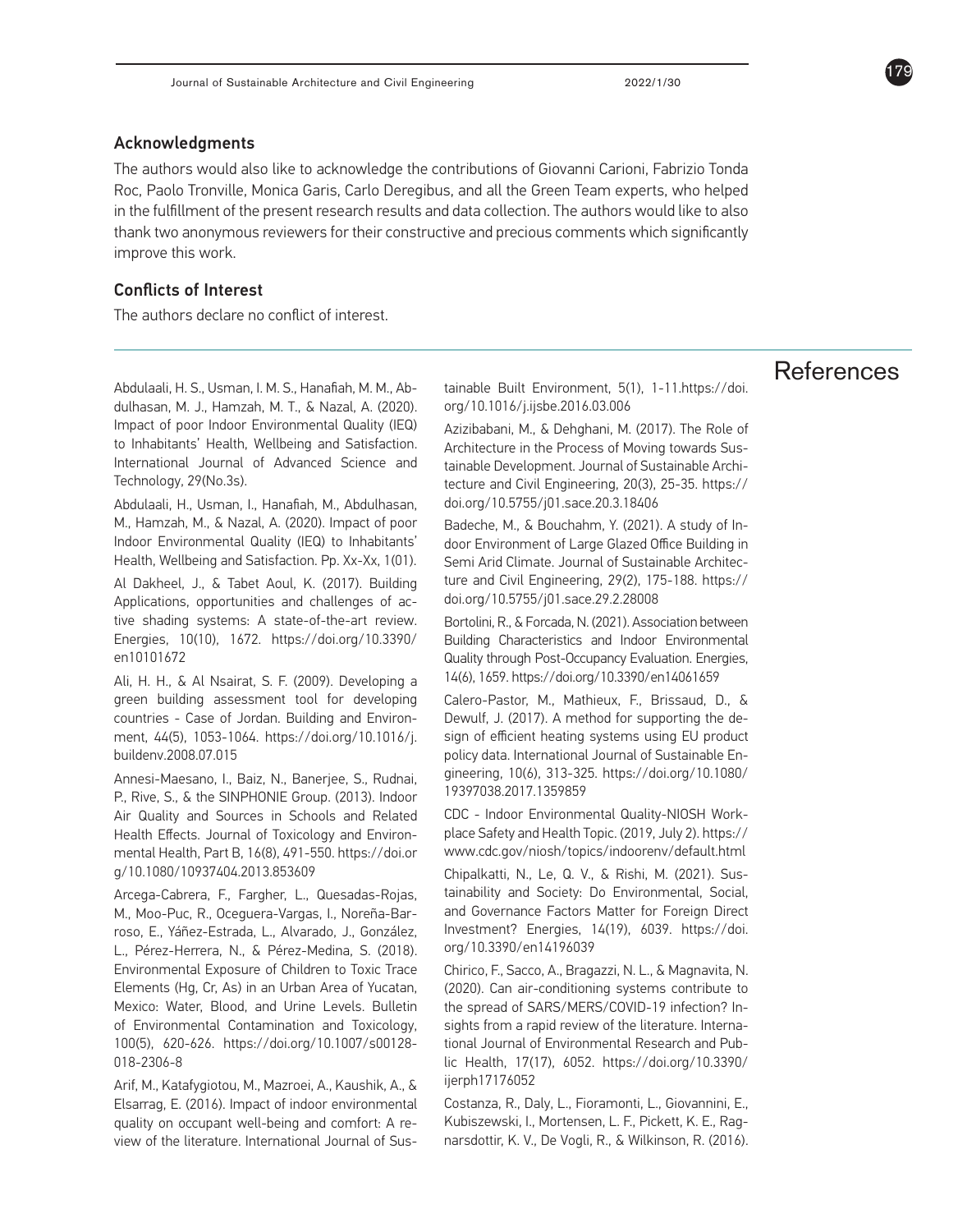## Acknowledgments

The authors would also like to acknowledge the contributions of Giovanni Carioni, Fabrizio Tonda Roc, Paolo Tronville, Monica Garis, Carlo Deregibus, and all the Green Team experts, who helped in the fulfillment of the present research results and data collection. The authors would like to also thank two anonymous reviewers for their constructive and precious comments which significantly improve this work.

## Conflicts of Interest

The authors declare no conflict of interest.

# References

Abdulaali, H. S., Usman, I. M. S., Hanafiah, M. M., Abdulhasan, M. J., Hamzah, M. T., & Nazal, A. (2020). Impact of poor Indoor Environmental Quality (IEQ) to Inhabitants' Health, Wellbeing and Satisfaction. International Journal of Advanced Science and Technology, 29(No.3s).

Abdulaali, H., Usman, I., Hanafiah, M., Abdulhasan, M., Hamzah, M., & Nazal, A. (2020). Impact of poor Indoor Environmental Quality (IEQ) to Inhabitants' Health, Wellbeing and Satisfaction. Pp. Xx-Xx, 1(01).

Al Dakheel, J., & Tabet Aoul, K. (2017). Building Applications, opportunities and challenges of active shading systems: A state-of-the-art review. Energies, 10(10), 1672. https://doi.org/10.3390/en10101672

Ali, H. H., & Al Nsairat, S. F. (2009). Developing a green building assessment tool for developing countries - Case of Jordan. Building and Environment, 44(5), 1053-1064. https://doi.org/10.1016/j.buildenv.2008.07.015

Annesi-Maesano, I., Baiz, N., Banerjee, S., Rudnai, P., Rive, S., & the SINPHONIE Group. (2013). Indoor Air Quality and Sources in Schools and Related Health Effects. Journal of Toxicology and Environmental Health, Part B, 16(8), 491-550. https://doi.org/10.1080/10937404.2013.853609

Arcega-Cabrera, F., Fargher, L., Quesadas-Rojas, M., Moo-Puc, R., Oceguera-Vargas, I., Noreña-Barroso, E., Yáñez-Estrada, L., Alvarado, J., González, L., Pérez-Herrera, N., & Pérez-Medina, S. (2018). Environmental Exposure of Children to Toxic Trace Elements (Hg, Cr, As) in an Urban Area of Yucatan, Mexico: Water, Blood, and Urine Levels. Bulletin of Environmental Contamination and Toxicology, 100(5), 620-626. https://doi.org/10.1007/s00128-018-2306-8

Arif, M., Katafygiotou, M., Mazroei, A., Kaushik, A., & Elsarrag, E. (2016). Impact of indoor environmental quality on occupant well-being and comfort: A review of the literature. International Journal of Sustainable Built Environment, 5(1), 1-11.https://doi.org/10.1016/j.ijsbe.2016.03.006

Azizibabani, M., & Dehghani, M. (2017). The Role of Architecture in the Process of Moving towards Sustainable Development. Journal of Sustainable Architecture and Civil Engineering, 20(3), 25-35. https://doi.org/10.5755/j01.sace.20.3.18406

Badeche, M., & Bouchahm, Y. (2021). A study of Indoor Environment of Large Glazed Office Building in Semi Arid Climate. Journal of Sustainable Architecture and Civil Engineering, 29(2), 175-188. https://doi.org/10.5755/j01.sace.29.2.28008

Bortolini, R., & Forcada, N. (2021). Association between Building Characteristics and Indoor Environmental Quality through Post-Occupancy Evaluation. Energies, 14(6), 1659. https://doi.org/10.3390/en14061659

Calero-Pastor, M., Mathieux, F., Brissaud, D., & Dewulf, J. (2017). A method for supporting the design of efficient heating systems using EU product policy data. International Journal of Sustainable Engineering, 10(6), 313-325. https://doi.org/10.1080/19397038.2017.1359859

CDC - Indoor Environmental Quality-NIOSH Workplace Safety and Health Topic. (2019, July 2). https://www.cdc.gov/niosh/topics/indoorenv/default.html

Chipalkatti, N., Le, Q. V., & Rishi, M. (2021). Sustainability and Society: Do Environmental, Social, and Governance Factors Matter for Foreign Direct Investment? Energies, 14(19), 6039. https://doi.org/10.3390/en14196039

Chirico, F., Sacco, A., Bragazzi, N. L., & Magnavita, N. (2020). Can air-conditioning systems contribute to the spread of SARS/MERS/COVID-19 infection? Insights from a rapid review of the literature. International Journal of Environmental Research and Public Health, 17(17), 6052. https://doi.org/10.3390/ijerph17176052

Costanza, R., Daly, L., Fioramonti, L., Giovannini, E., Kubiszewski, I., Mortensen, L. F., Pickett, K. E., Ragnarsdottir, K. V., De Vogli, R., & Wilkinson, R. (2016).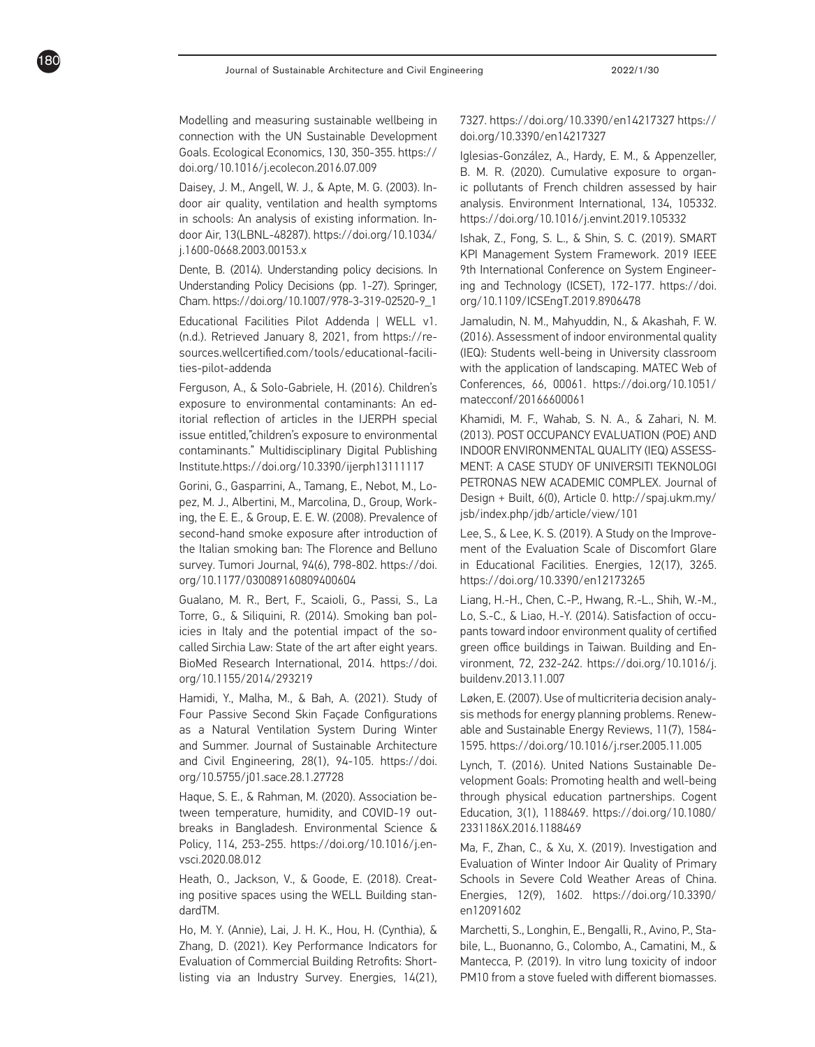Modelling and measuring sustainable wellbeing in connection with the UN Sustainable Development Goals. Ecological Economics, 130, 350-355. https://doi.org/10.1016/j.ecolecon.2016.07.009

Daisey, J. M., Angell, W. J., & Apte, M. G. (2003). Indoor air quality, ventilation and health symptoms in schools: An analysis of existing information. Indoor Air, 13(LBNL-48287). https://doi.org/10.1034/j.1600-0668.2003.00153.x

Dente, B. (2014). Understanding policy decisions. In Understanding Policy Decisions (pp. 1-27). Springer, Cham. https://doi.org/10.1007/978-3-319-02520-9_1

Educational Facilities Pilot Addenda | WELL v1. (n.d.). Retrieved January 8, 2021, from https://resources.wellcertified.com/tools/educational-facilities-pilot-addenda

Ferguson, A., & Solo-Gabriele, H. (2016). Children's exposure to environmental contaminants: An editorial reflection of articles in the IJERPH special issue entitled,"children's exposure to environmental contaminants." Multidisciplinary Digital Publishing Institute.https://doi.org/10.3390/ijerph13111117

Gorini, G., Gasparrini, A., Tamang, E., Nebot, M., Lopez, M. J., Albertini, M., Marcolina, D., Group, Working, the E. E., & Group, E. E. W. (2008). Prevalence of second-hand smoke exposure after introduction of the Italian smoking ban: The Florence and Belluno survey. Tumori Journal, 94(6), 798-802. https://doi.org/10.1177/030089160809400604

Gualano, M. R., Bert, F., Scaioli, G., Passi, S., La Torre, G., & Siliquini, R. (2014). Smoking ban policies in Italy and the potential impact of the so-called Sirchia Law: State of the art after eight years. BioMed Research International, 2014. https://doi.org/10.1155/2014/293219

Hamidi, Y., Malha, M., & Bah, A. (2021). Study of Four Passive Second Skin Façade Configurations as a Natural Ventilation System During Winter and Summer. Journal of Sustainable Architecture and Civil Engineering, 28(1), 94-105. https://doi.org/10.5755/j01.sace.28.1.27728

Haque, S. E., & Rahman, M. (2020). Association between temperature, humidity, and COVID-19 outbreaks in Bangladesh. Environmental Science & Policy, 114, 253-255. https://doi.org/10.1016/j.envsci.2020.08.012

Heath, O., Jackson, V., & Goode, E. (2018). Creating positive spaces using the WELL Building standardTM.

Ho, M. Y. (Annie), Lai, J. H. K., Hou, H. (Cynthia), & Zhang, D. (2021). Key Performance Indicators for Evaluation of Commercial Building Retrofits: Shortlisting via an Industry Survey. Energies, 14(21), 7327. https://doi.org/10.3390/en14217327 https://doi.org/10.3390/en14217327

Iglesias-González, A., Hardy, E. M., & Appenzeller, B. M. R. (2020). Cumulative exposure to organic pollutants of French children assessed by hair analysis. Environment International, 134, 105332. https://doi.org/10.1016/j.envint.2019.105332

Ishak, Z., Fong, S. L., & Shin, S. C. (2019). SMART KPI Management System Framework. 2019 IEEE 9th International Conference on System Engineering and Technology (ICSET), 172-177. https://doi.org/10.1109/ICSEngT.2019.8906478

Jamaludin, N. M., Mahyuddin, N., & Akashah, F. W. (2016). Assessment of indoor environmental quality (IEQ): Students well-being in University classroom with the application of landscaping. MATEC Web of Conferences, 66, 00061. https://doi.org/10.1051/matecconf/20166600061

Khamidi, M. F., Wahab, S. N. A., & Zahari, N. M. (2013). POST OCCUPANCY EVALUATION (POE) AND INDOOR ENVIRONMENTAL QUALITY (IEQ) ASSESSMENT: A CASE STUDY OF UNIVERSITI TEKNOLOGI PETRONAS NEW ACADEMIC COMPLEX. Journal of Design + Built, 6(0), Article 0. http://spaj.ukm.my/jsb/index.php/jdb/article/view/101

Lee, S., & Lee, K. S. (2019). A Study on the Improvement of the Evaluation Scale of Discomfort Glare in Educational Facilities. Energies, 12(17), 3265. https://doi.org/10.3390/en12173265

Liang, H.-H., Chen, C.-P., Hwang, R.-L., Shih, W.-M., Lo, S.-C., & Liao, H.-Y. (2014). Satisfaction of occupants toward indoor environment quality of certified green office buildings in Taiwan. Building and Environment, 72, 232-242. https://doi.org/10.1016/j.buildenv.2013.11.007

Løken, E. (2007). Use of multicriteria decision analysis methods for energy planning problems. Renewable and Sustainable Energy Reviews, 11(7), 1584-1595. https://doi.org/10.1016/j.rser.2005.11.005

Lynch, T. (2016). United Nations Sustainable Development Goals: Promoting health and well-being through physical education partnerships. Cogent Education, 3(1), 1188469. https://doi.org/10.1080/2331186X.2016.1188469

Ma, F., Zhan, C., & Xu, X. (2019). Investigation and Evaluation of Winter Indoor Air Quality of Primary Schools in Severe Cold Weather Areas of China. Energies, 12(9), 1602. https://doi.org/10.3390/en12091602

Marchetti, S., Longhin, E., Bengalli, R., Avino, P., Stabile, L., Buonanno, G., Colombo, A., Camatini, M., & Mantecca, P. (2019). In vitro lung toxicity of indoor PM10 from a stove fueled with different biomasses.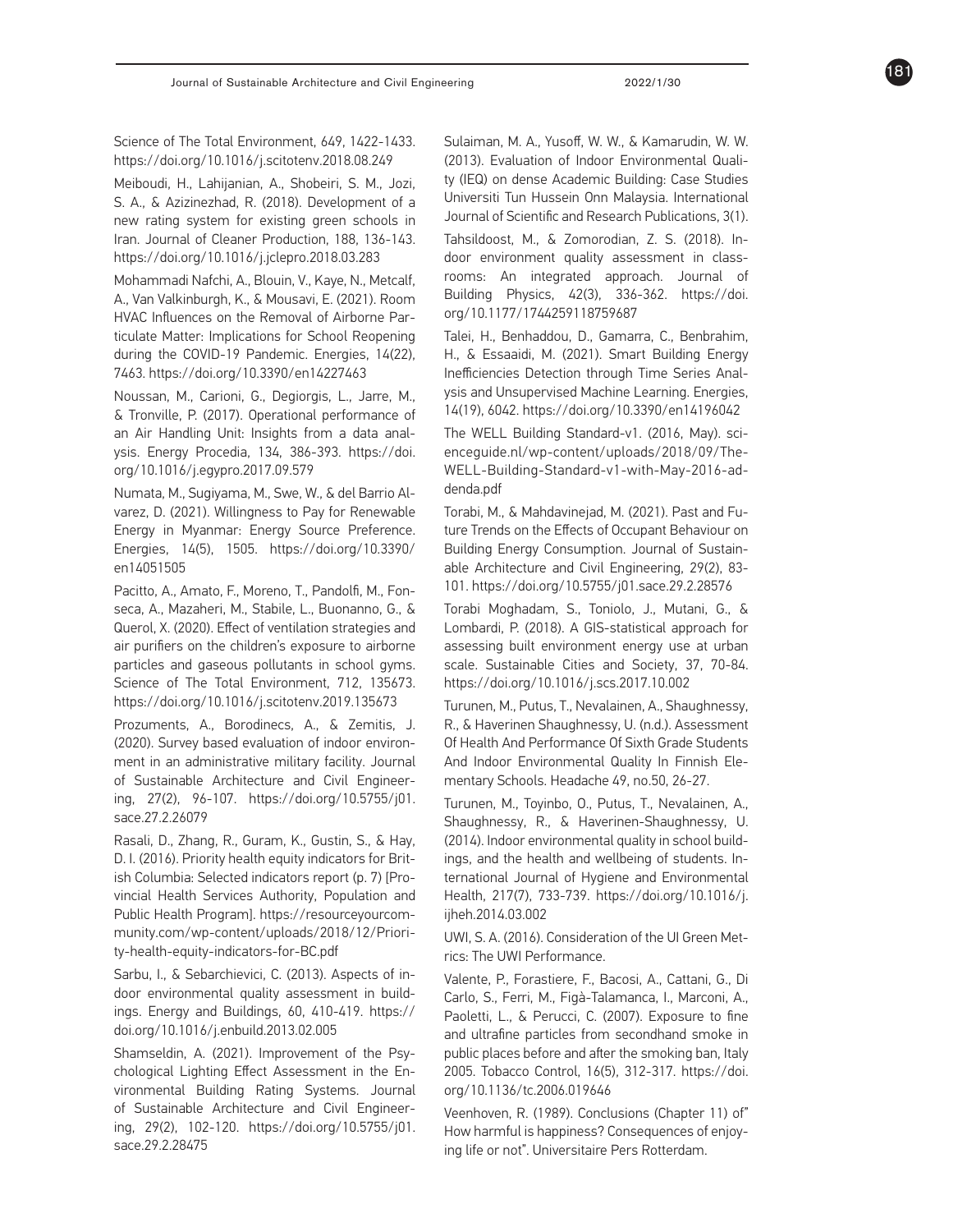Science of The Total Environment, 649, 1422-1433. https://doi.org/10.1016/j.scitotenv.2018.08.249

Meiboudi, H., Lahijanian, A., Shobeiri, S. M., Jozi, S. A., & Azizinezhad, R. (2018). Development of a new rating system for existing green schools in Iran. Journal of Cleaner Production, 188, 136-143. https://doi.org/10.1016/j.jclepro.2018.03.283

Mohammadi Nafchi, A., Blouin, V., Kaye, N., Metcalf, A., Van Valkinburgh, K., & Mousavi, E. (2021). Room HVAC Influences on the Removal of Airborne Particulate Matter: Implications for School Reopening during the COVID-19 Pandemic. Energies, 14(22), 7463. https://doi.org/10.3390/en14227463

Noussan, M., Carioni, G., Degiorgis, L., Jarre, M., & Tronville, P. (2017). Operational performance of an Air Handling Unit: Insights from a data analysis. Energy Procedia, 134, 386-393. https://doi.org/10.1016/j.egypro.2017.09.579

Numata, M., Sugiyama, M., Swe, W., & del Barrio Alvarez, D. (2021). Willingness to Pay for Renewable Energy in Myanmar: Energy Source Preference. Energies, 14(5), 1505. https://doi.org/10.3390/en14051505

Pacitto, A., Amato, F., Moreno, T., Pandolfi, M., Fonseca, A., Mazaheri, M., Stabile, L., Buonanno, G., & Querol, X. (2020). Effect of ventilation strategies and air purifiers on the children's exposure to airborne particles and gaseous pollutants in school gyms. Science of The Total Environment, 712, 135673. https://doi.org/10.1016/j.scitotenv.2019.135673

Prozuments, A., Borodinecs, A., & Zemitis, J. (2020). Survey based evaluation of indoor environment in an administrative military facility. Journal of Sustainable Architecture and Civil Engineering, 27(2), 96-107. https://doi.org/10.5755/j01.sace.27.2.26079

Rasali, D., Zhang, R., Guram, K., Gustin, S., & Hay, D. I. (2016). Priority health equity indicators for British Columbia: Selected indicators report (p. 7) [Provincial Health Services Authority, Population and Public Health Program]. https://resourceyourcommunity.com/wp-content/uploads/2018/12/Priority-health-equity-indicators-for-BC.pdf

Sarbu, I., & Sebarchievici, C. (2013). Aspects of indoor environmental quality assessment in buildings. Energy and Buildings, 60, 410-419. https://doi.org/10.1016/j.enbuild.2013.02.005

Shamseldin, A. (2021). Improvement of the Psychological Lighting Effect Assessment in the Environmental Building Rating Systems. Journal of Sustainable Architecture and Civil Engineering, 29(2), 102-120. https://doi.org/10.5755/j01.sace.29.2.28475

Sulaiman, M. A., Yusoff, W. W., & Kamarudin, W. W. (2013). Evaluation of Indoor Environmental Quality (IEQ) on dense Academic Building: Case Studies Universiti Tun Hussein Onn Malaysia. International Journal of Scientific and Research Publications, 3(1).

Tahsildoost, M., & Zomorodian, Z. S. (2018). Indoor environment quality assessment in classrooms: An integrated approach. Journal of Building Physics, 42(3), 336-362. https://doi.org/10.1177/1744259118759687

Talei, H., Benhaddou, D., Gamarra, C., Benbrahim, H., & Essaaidi, M. (2021). Smart Building Energy Inefficiencies Detection through Time Series Analysis and Unsupervised Machine Learning. Energies, 14(19), 6042. https://doi.org/10.3390/en14196042

The WELL Building Standard-v1. (2016, May). scienceguide.nl/wp-content/uploads/2018/09/The-WELL-Building-Standard-v1-with-May-2016-addenda.pdf

Torabi, M., & Mahdavinejad, M. (2021). Past and Future Trends on the Effects of Occupant Behaviour on Building Energy Consumption. Journal of Sustainable Architecture and Civil Engineering, 29(2), 83-101. https://doi.org/10.5755/j01.sace.29.2.28576

Torabi Moghadam, S., Toniolo, J., Mutani, G., & Lombardi, P. (2018). A GIS-statistical approach for assessing built environment energy use at urban scale. Sustainable Cities and Society, 37, 70-84. https://doi.org/10.1016/j.scs.2017.10.002

Turunen, M., Putus, T., Nevalainen, A., Shaughnessy, R., & Haverinen Shaughnessy, U. (n.d.). Assessment Of Health And Performance Of Sixth Grade Students And Indoor Environmental Quality In Finnish Elementary Schools. Headache 49, no.50, 26-27.

Turunen, M., Toyinbo, O., Putus, T., Nevalainen, A., Shaughnessy, R., & Haverinen-Shaughnessy, U. (2014). Indoor environmental quality in school buildings, and the health and wellbeing of students. International Journal of Hygiene and Environmental Health, 217(7), 733-739. https://doi.org/10.1016/j.ijheh.2014.03.002

UWI, S. A. (2016). Consideration of the UI Green Metrics: The UWI Performance.

Valente, P., Forastiere, F., Bacosi, A., Cattani, G., Di Carlo, S., Ferri, M., Figà-Talamanca, I., Marconi, A., Paoletti, L., & Perucci, C. (2007). Exposure to fine and ultrafine particles from secondhand smoke in public places before and after the smoking ban, Italy 2005. Tobacco Control, 16(5), 312-317. https://doi.org/10.1136/tc.2006.019646

Veenhoven, R. (1989). Conclusions (Chapter 11) of" How harmful is happiness? Consequences of enjoying life or not". Universitaire Pers Rotterdam.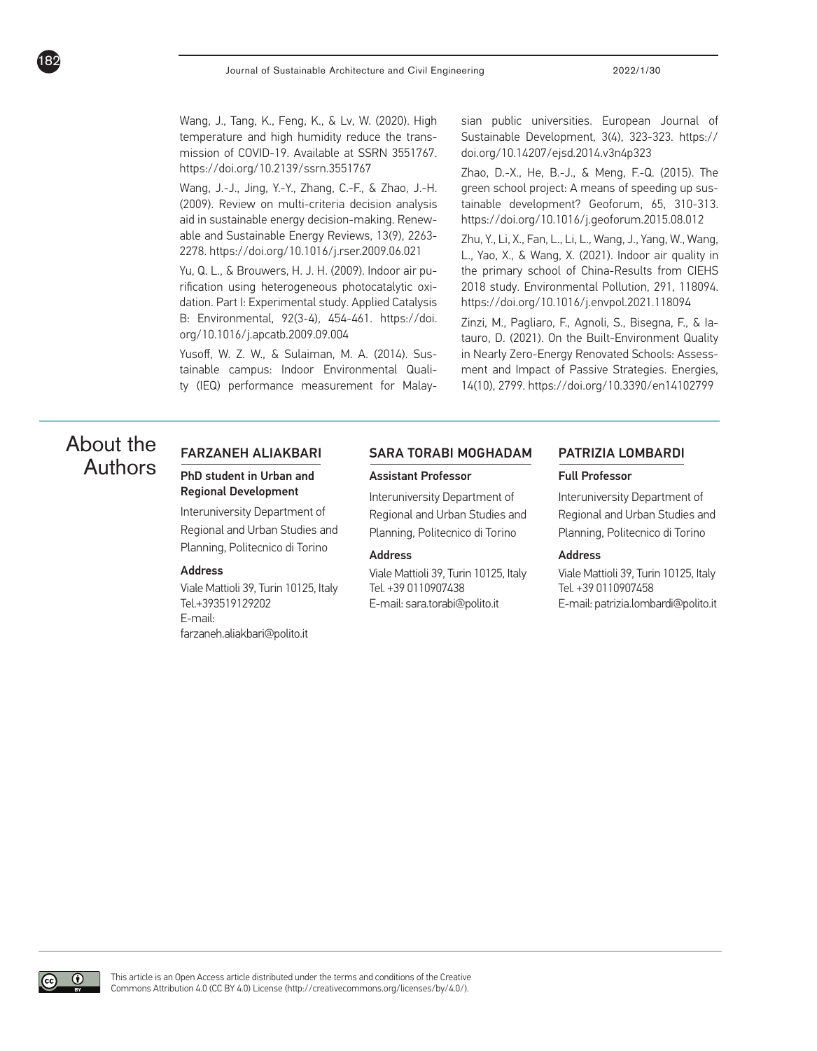Wang, J., Tang, K., Feng, K., & Lv, W. (2020). High temperature and high humidity reduce the transmission of COVID-19. Available at SSRN 3551767. https://doi.org/10.2139/ssrn.3551767

Wang, J.-J., Jing, Y.-Y., Zhang, C.-F., & Zhao, J.-H. (2009). Review on multi-criteria decision analysis aid in sustainable energy decision-making. Renewable and Sustainable Energy Reviews, 13(9), 2263-2278. https://doi.org/10.1016/j.rser.2009.06.021

Yu, Q. L., & Brouwers, H. J. H. (2009). Indoor air purification using heterogeneous photocatalytic oxidation. Part I: Experimental study. Applied Catalysis B: Environmental, 92(3-4), 454-461. https://doi.org/10.1016/j.apcatb.2009.09.004

Yusoff, W. Z. W., & Sulaiman, M. A. (2014). Sustainable campus: Indoor Environmental Quality (IEQ) performance measurement for Malaysian public universities. European Journal of Sustainable Development, 3(4), 323-323. https://doi.org/10.14207/ejsd.2014.v3n4p323

Zhao, D.-X., He, B.-J., & Meng, F.-Q. (2015). The green school project: A means of speeding up sustainable development? Geoforum, 65, 310-313. https://doi.org/10.1016/j.geoforum.2015.08.012

Zhu, Y., Li, X., Fan, L., Li, L., Wang, J., Yang, W., Wang, L., Yao, X., & Wang, X. (2021). Indoor air quality in the primary school of China-Results from CIEHS 2018 study. Environmental Pollution, 291, 118094. https://doi.org/10.1016/j.envpol.2021.118094

Zinzi, M., Pagliaro, F., Agnoli, S., Bisegna, F., & Iatauro, D. (2021). On the Built-Environment Quality in Nearly Zero-Energy Renovated Schools: Assessment and Impact of Passive Strategies. Energies, 14(10), 2799. https://doi.org/10.3390/en14102799

# About the Authors

## FARZANEH ALIAKBARI

**PhD student in Urban and Regional Development**

Interuniversity Department of Regional and Urban Studies and Planning, Politecnico di Torino

**Address**

Viale Mattioli 39, Turin 10125, Italy
Tel.+393519129202
E-mail:
farzaneh.aliakbari@polito.it

## SARA TORABI MOGHADAM

**Assistant Professor**

Interuniversity Department of Regional and Urban Studies and Planning, Politecnico di Torino

**Address**

Viale Mattioli 39, Turin 10125, Italy
Tel. +39 0110907438
E-mail: sara.torabi@polito.it

## PATRIZIA LOMBARDI

**Full Professor**

Interuniversity Department of Regional and Urban Studies and Planning, Politecnico di Torino

**Address**

Viale Mattioli 39, Turin 10125, Italy
Tel. +39 0110907458
E-mail: patrizia.lombardi@polito.it

This article is an Open Access article distributed under the terms and conditions of the Creative Commons Attribution 4.0 (CC BY 4.0) License (http://creativecommons.org/licenses/by/4.0/).